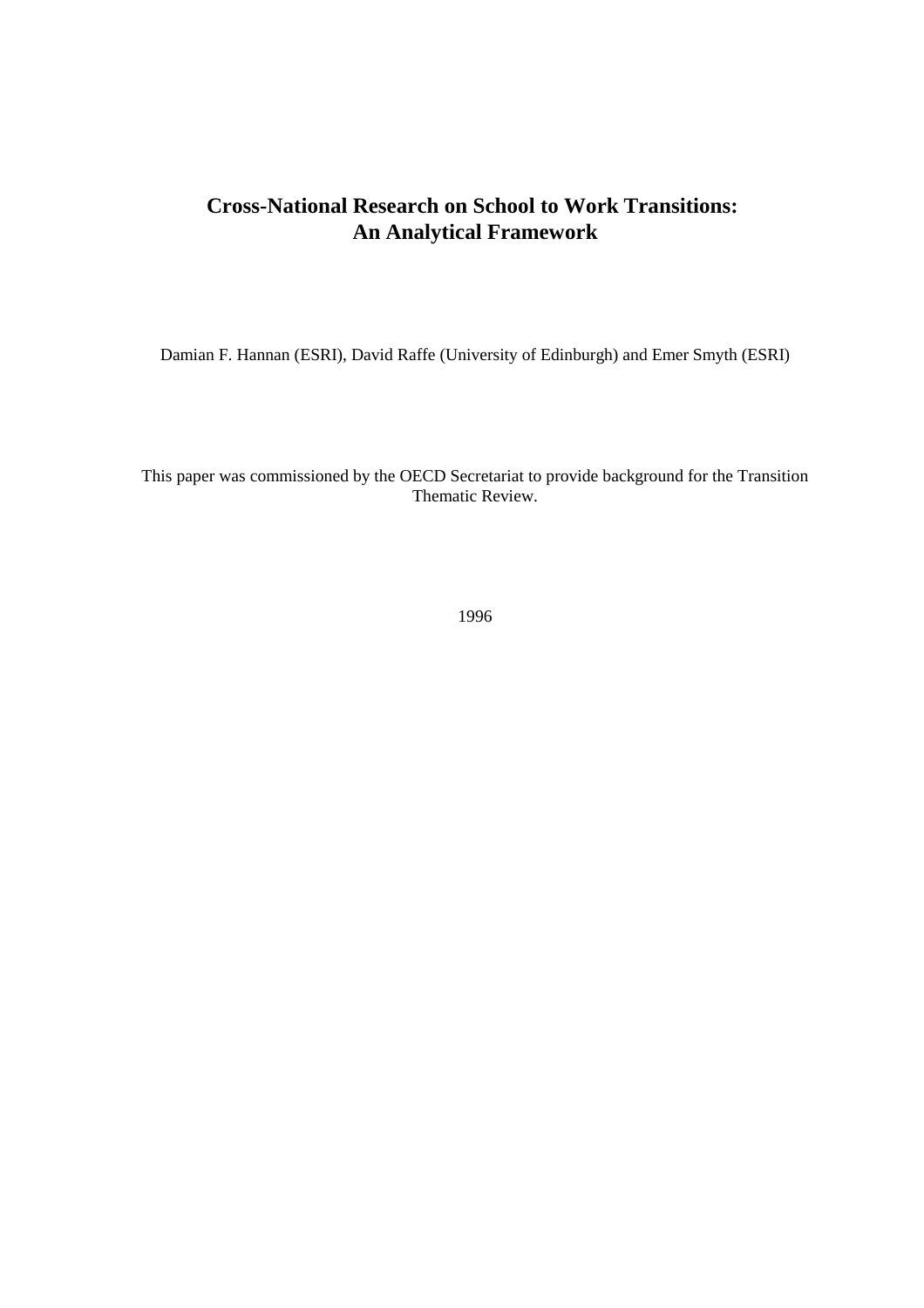# Cross-National Research on School to Work Transitions: An Analytical Framework

Damian F. Hannan (ESRI), David Raffe (University of Edinburgh) and Emer Smyth (ESRI)

This paper was commissioned by the OECD Secretariat to provide background for the Transition Thematic Review.

1996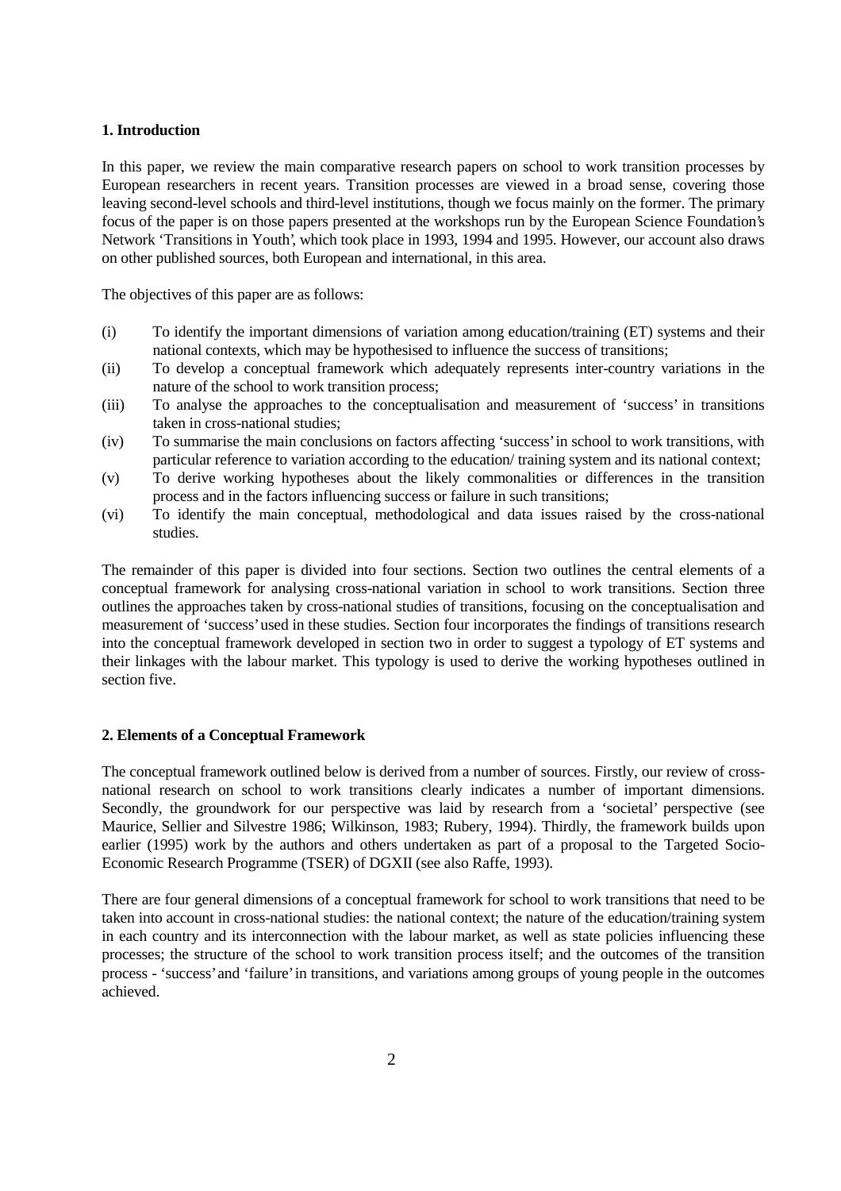## 1. Introduction

In this paper, we review the main comparative research papers on school to work transition processes by European researchers in recent years. Transition processes are viewed in a broad sense, covering those leaving second-level schools and third-level institutions, though we focus mainly on the former. The primary focus of the paper is on those papers presented at the workshops run by the European Science Foundation's Network 'Transitions in Youth', which took place in 1993, 1994 and 1995. However, our account also draws on other published sources, both European and international, in this area.

The objectives of this paper are as follows:

(i) To identify the important dimensions of variation among education/training (ET) systems and their national contexts, which may be hypothesised to influence the success of transitions;

(ii) To develop a conceptual framework which adequately represents inter-country variations in the nature of the school to work transition process;

(iii) To analyse the approaches to the conceptualisation and measurement of 'success' in transitions taken in cross-national studies;

(iv) To summarise the main conclusions on factors affecting 'success' in school to work transitions, with particular reference to variation according to the education/ training system and its national context;

(v) To derive working hypotheses about the likely commonalities or differences in the transition process and in the factors influencing success or failure in such transitions;

(vi) To identify the main conceptual, methodological and data issues raised by the cross-national studies.

The remainder of this paper is divided into four sections. Section two outlines the central elements of a conceptual framework for analysing cross-national variation in school to work transitions. Section three outlines the approaches taken by cross-national studies of transitions, focusing on the conceptualisation and measurement of 'success' used in these studies. Section four incorporates the findings of transitions research into the conceptual framework developed in section two in order to suggest a typology of ET systems and their linkages with the labour market. This typology is used to derive the working hypotheses outlined in section five.

## 2. Elements of a Conceptual Framework

The conceptual framework outlined below is derived from a number of sources. Firstly, our review of cross-national research on school to work transitions clearly indicates a number of important dimensions. Secondly, the groundwork for our perspective was laid by research from a 'societal' perspective (see Maurice, Sellier and Silvestre 1986; Wilkinson, 1983; Rubery, 1994). Thirdly, the framework builds upon earlier (1995) work by the authors and others undertaken as part of a proposal to the Targeted Socio-Economic Research Programme (TSER) of DGXII (see also Raffe, 1993).

There are four general dimensions of a conceptual framework for school to work transitions that need to be taken into account in cross-national studies: the national context; the nature of the education/training system in each country and its interconnection with the labour market, as well as state policies influencing these processes; the structure of the school to work transition process itself; and the outcomes of the transition process - 'success' and 'failure' in transitions, and variations among groups of young people in the outcomes achieved.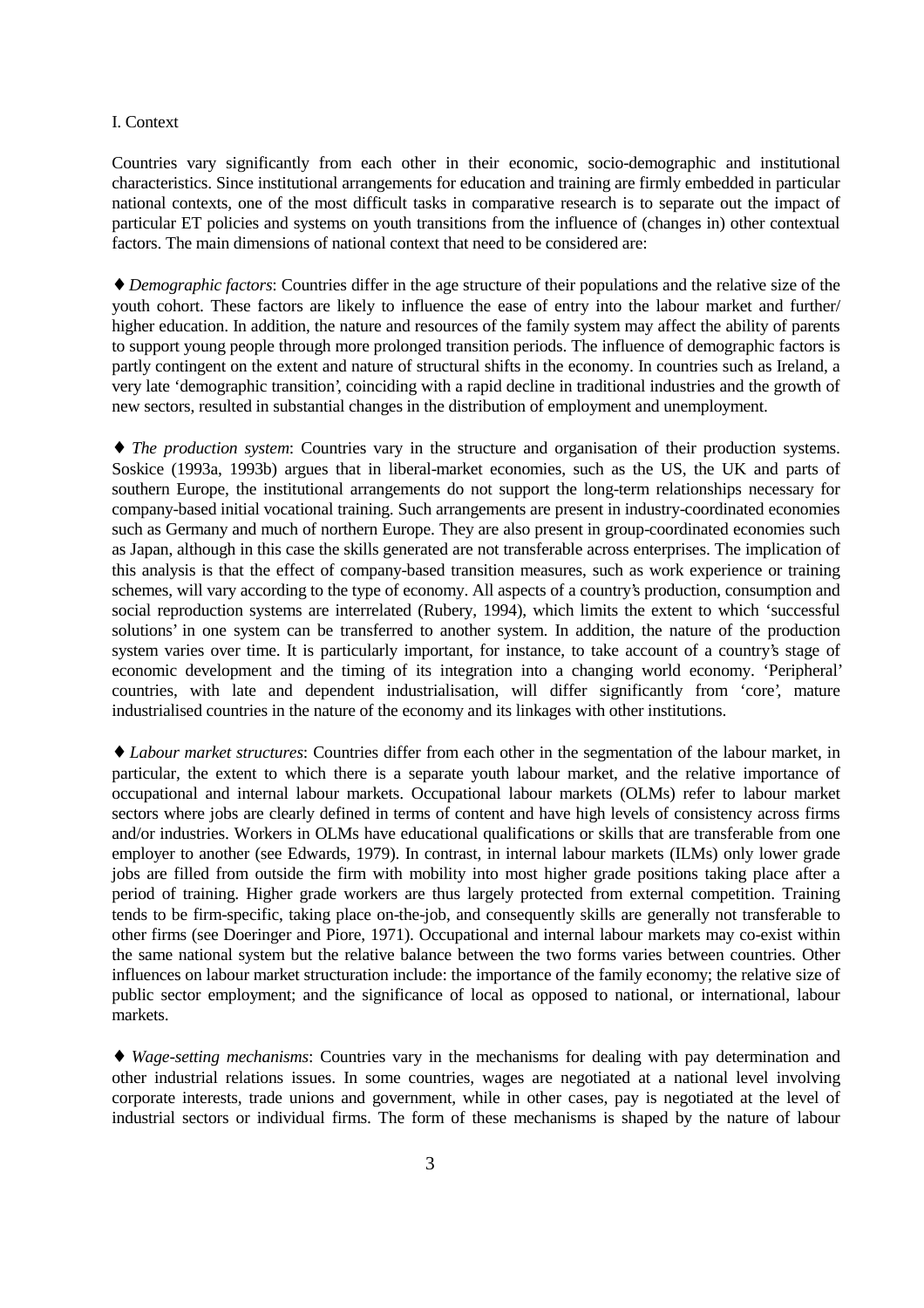## I. Context

Countries vary significantly from each other in their economic, socio-demographic and institutional characteristics. Since institutional arrangements for education and training are firmly embedded in particular national contexts, one of the most difficult tasks in comparative research is to separate out the impact of particular ET policies and systems on youth transitions from the influence of (changes in) other contextual factors. The main dimensions of national context that need to be considered are:

♦ *Demographic factors*: Countries differ in the age structure of their populations and the relative size of the youth cohort. These factors are likely to influence the ease of entry into the labour market and further/ higher education. In addition, the nature and resources of the family system may affect the ability of parents to support young people through more prolonged transition periods. The influence of demographic factors is partly contingent on the extent and nature of structural shifts in the economy. In countries such as Ireland, a very late 'demographic transition', coinciding with a rapid decline in traditional industries and the growth of new sectors, resulted in substantial changes in the distribution of employment and unemployment.

♦ *The production system*: Countries vary in the structure and organisation of their production systems. Soskice (1993a, 1993b) argues that in liberal-market economies, such as the US, the UK and parts of southern Europe, the institutional arrangements do not support the long-term relationships necessary for company-based initial vocational training. Such arrangements are present in industry-coordinated economies such as Germany and much of northern Europe. They are also present in group-coordinated economies such as Japan, although in this case the skills generated are not transferable across enterprises. The implication of this analysis is that the effect of company-based transition measures, such as work experience or training schemes, will vary according to the type of economy. All aspects of a country's production, consumption and social reproduction systems are interrelated (Rubery, 1994), which limits the extent to which 'successful solutions' in one system can be transferred to another system. In addition, the nature of the production system varies over time. It is particularly important, for instance, to take account of a country's stage of economic development and the timing of its integration into a changing world economy. 'Peripheral' countries, with late and dependent industrialisation, will differ significantly from 'core', mature industrialised countries in the nature of the economy and its linkages with other institutions.

♦ *Labour market structures*: Countries differ from each other in the segmentation of the labour market, in particular, the extent to which there is a separate youth labour market, and the relative importance of occupational and internal labour markets. Occupational labour markets (OLMs) refer to labour market sectors where jobs are clearly defined in terms of content and have high levels of consistency across firms and/or industries. Workers in OLMs have educational qualifications or skills that are transferable from one employer to another (see Edwards, 1979). In contrast, in internal labour markets (ILMs) only lower grade jobs are filled from outside the firm with mobility into most higher grade positions taking place after a period of training. Higher grade workers are thus largely protected from external competition. Training tends to be firm-specific, taking place on-the-job, and consequently skills are generally not transferable to other firms (see Doeringer and Piore, 1971). Occupational and internal labour markets may co-exist within the same national system but the relative balance between the two forms varies between countries. Other influences on labour market structuration include: the importance of the family economy; the relative size of public sector employment; and the significance of local as opposed to national, or international, labour markets.

♦ *Wage-setting mechanisms*: Countries vary in the mechanisms for dealing with pay determination and other industrial relations issues. In some countries, wages are negotiated at a national level involving corporate interests, trade unions and government, while in other cases, pay is negotiated at the level of industrial sectors or individual firms. The form of these mechanisms is shaped by the nature of labour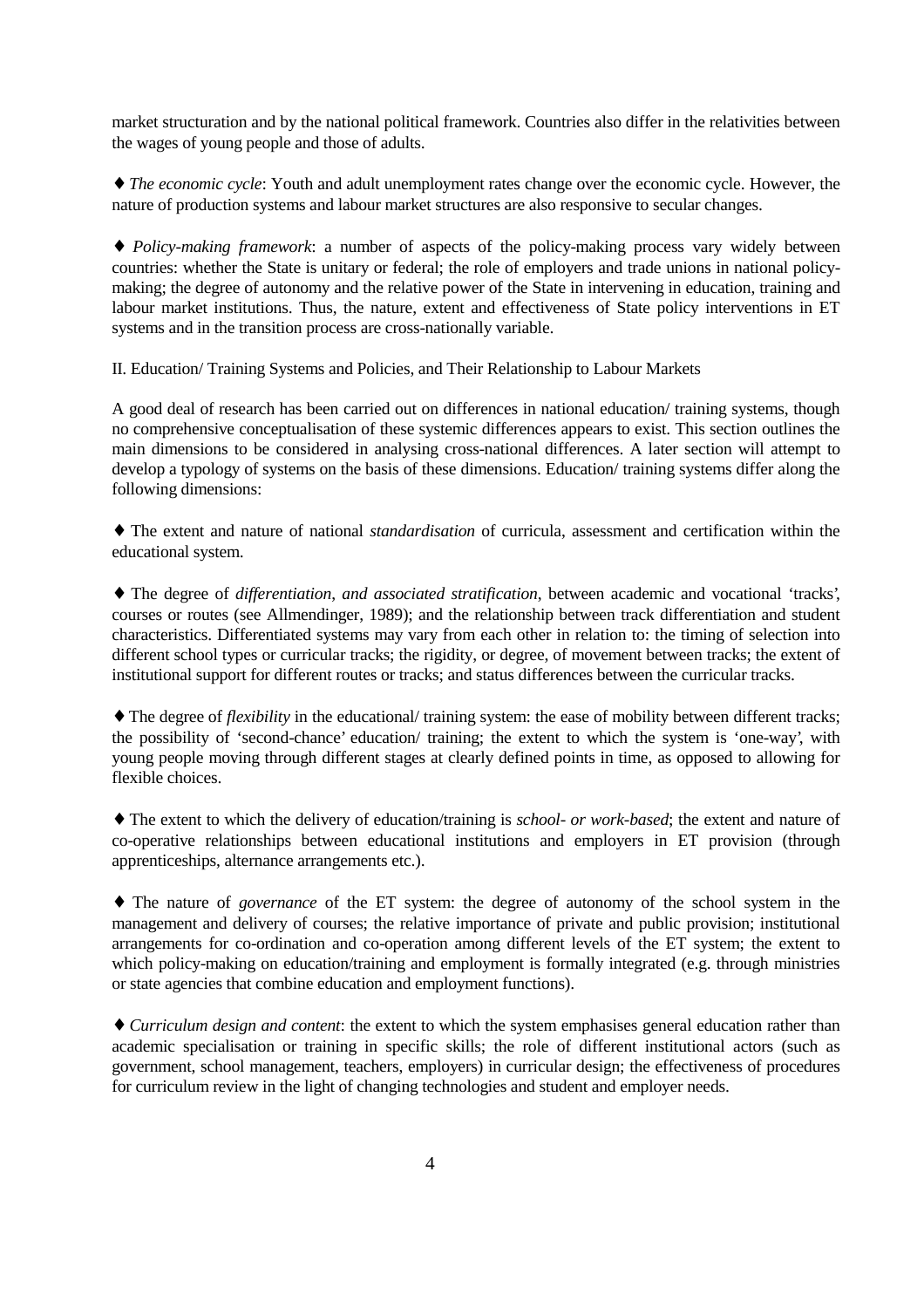market structuration and by the national political framework. Countries also differ in the relativities between the wages of young people and those of adults.

♦ *The economic cycle*: Youth and adult unemployment rates change over the economic cycle. However, the nature of production systems and labour market structures are also responsive to secular changes.

♦ *Policy-making framework*: a number of aspects of the policy-making process vary widely between countries: whether the State is unitary or federal; the role of employers and trade unions in national policy-making; the degree of autonomy and the relative power of the State in intervening in education, training and labour market institutions. Thus, the nature, extent and effectiveness of State policy interventions in ET systems and in the transition process are cross-nationally variable.

## II. Education/ Training Systems and Policies, and Their Relationship to Labour Markets

A good deal of research has been carried out on differences in national education/ training systems, though no comprehensive conceptualisation of these systemic differences appears to exist. This section outlines the main dimensions to be considered in analysing cross-national differences. A later section will attempt to develop a typology of systems on the basis of these dimensions. Education/ training systems differ along the following dimensions:

♦ The extent and nature of national *standardisation* of curricula, assessment and certification within the educational system.

♦ The degree of *differentiation, and associated stratification*, between academic and vocational 'tracks', courses or routes (see Allmendinger, 1989); and the relationship between track differentiation and student characteristics. Differentiated systems may vary from each other in relation to: the timing of selection into different school types or curricular tracks; the rigidity, or degree, of movement between tracks; the extent of institutional support for different routes or tracks; and status differences between the curricular tracks.

♦ The degree of *flexibility* in the educational/ training system: the ease of mobility between different tracks; the possibility of 'second-chance' education/ training; the extent to which the system is 'one-way', with young people moving through different stages at clearly defined points in time, as opposed to allowing for flexible choices.

♦ The extent to which the delivery of education/training is *school- or work-based*; the extent and nature of co-operative relationships between educational institutions and employers in ET provision (through apprenticeships, alternance arrangements etc.).

♦ The nature of *governance* of the ET system: the degree of autonomy of the school system in the management and delivery of courses; the relative importance of private and public provision; institutional arrangements for co-ordination and co-operation among different levels of the ET system; the extent to which policy-making on education/training and employment is formally integrated (e.g. through ministries or state agencies that combine education and employment functions).

♦ *Curriculum design and content*: the extent to which the system emphasises general education rather than academic specialisation or training in specific skills; the role of different institutional actors (such as government, school management, teachers, employers) in curricular design; the effectiveness of procedures for curriculum review in the light of changing technologies and student and employer needs.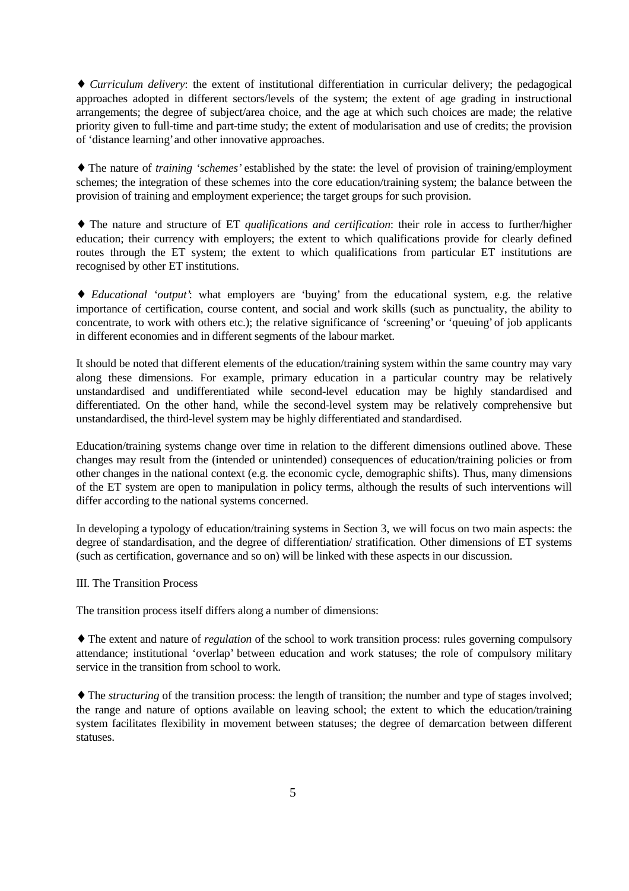♦ *Curriculum delivery*: the extent of institutional differentiation in curricular delivery; the pedagogical approaches adopted in different sectors/levels of the system; the extent of age grading in instructional arrangements; the degree of subject/area choice, and the age at which such choices are made; the relative priority given to full-time and part-time study; the extent of modularisation and use of credits; the provision of 'distance learning' and other innovative approaches.

♦ The nature of *training 'schemes'* established by the state: the level of provision of training/employment schemes; the integration of these schemes into the core education/training system; the balance between the provision of training and employment experience; the target groups for such provision.

♦ The nature and structure of ET *qualifications and certification*: their role in access to further/higher education; their currency with employers; the extent to which qualifications provide for clearly defined routes through the ET system; the extent to which qualifications from particular ET institutions are recognised by other ET institutions.

♦ *Educational 'output'*: what employers are 'buying' from the educational system, e.g. the relative importance of certification, course content, and social and work skills (such as punctuality, the ability to concentrate, to work with others etc.); the relative significance of 'screening' or 'queuing' of job applicants in different economies and in different segments of the labour market.

It should be noted that different elements of the education/training system within the same country may vary along these dimensions. For example, primary education in a particular country may be relatively unstandardised and undifferentiated while second-level education may be highly standardised and differentiated. On the other hand, while the second-level system may be relatively comprehensive but unstandardised, the third-level system may be highly differentiated and standardised.

Education/training systems change over time in relation to the different dimensions outlined above. These changes may result from the (intended or unintended) consequences of education/training policies or from other changes in the national context (e.g. the economic cycle, demographic shifts). Thus, many dimensions of the ET system are open to manipulation in policy terms, although the results of such interventions will differ according to the national systems concerned.

In developing a typology of education/training systems in Section 3, we will focus on two main aspects: the degree of standardisation, and the degree of differentiation/ stratification. Other dimensions of ET systems (such as certification, governance and so on) will be linked with these aspects in our discussion.

III. The Transition Process

The transition process itself differs along a number of dimensions:

♦ The extent and nature of *regulation* of the school to work transition process: rules governing compulsory attendance; institutional 'overlap' between education and work statuses; the role of compulsory military service in the transition from school to work.

♦ The *structuring* of the transition process: the length of transition; the number and type of stages involved; the range and nature of options available on leaving school; the extent to which the education/training system facilitates flexibility in movement between statuses; the degree of demarcation between different statuses.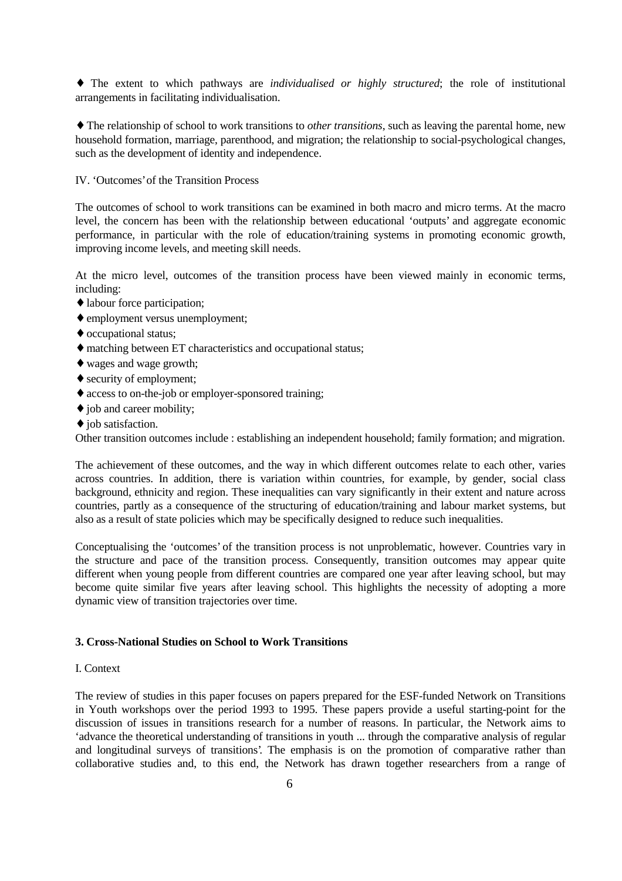♦ The extent to which pathways are *individualised or highly structured*; the role of institutional arrangements in facilitating individualisation.

♦ The relationship of school to work transitions to *other transitions*, such as leaving the parental home, new household formation, marriage, parenthood, and migration; the relationship to social-psychological changes, such as the development of identity and independence.

IV. 'Outcomes' of the Transition Process

The outcomes of school to work transitions can be examined in both macro and micro terms. At the macro level, the concern has been with the relationship between educational 'outputs' and aggregate economic performance, in particular with the role of education/training systems in promoting economic growth, improving income levels, and meeting skill needs.

At the micro level, outcomes of the transition process have been viewed mainly in economic terms, including:

- labour force participation;
- employment versus unemployment;
- occupational status;
- matching between ET characteristics and occupational status;
- wages and wage growth;
- security of employment;
- access to on-the-job or employer-sponsored training;
- job and career mobility;
- job satisfaction.

Other transition outcomes include : establishing an independent household; family formation; and migration.

The achievement of these outcomes, and the way in which different outcomes relate to each other, varies across countries. In addition, there is variation within countries, for example, by gender, social class background, ethnicity and region. These inequalities can vary significantly in their extent and nature across countries, partly as a consequence of the structuring of education/training and labour market systems, but also as a result of state policies which may be specifically designed to reduce such inequalities.

Conceptualising the 'outcomes' of the transition process is not unproblematic, however. Countries vary in the structure and pace of the transition process. Consequently, transition outcomes may appear quite different when young people from different countries are compared one year after leaving school, but may become quite similar five years after leaving school. This highlights the necessity of adopting a more dynamic view of transition trajectories over time.

## 3. Cross-National Studies on School to Work Transitions

I. Context

The review of studies in this paper focuses on papers prepared for the ESF-funded Network on Transitions in Youth workshops over the period 1993 to 1995. These papers provide a useful starting-point for the discussion of issues in transitions research for a number of reasons. In particular, the Network aims to 'advance the theoretical understanding of transitions in youth ... through the comparative analysis of regular and longitudinal surveys of transitions'. The emphasis is on the promotion of comparative rather than collaborative studies and, to this end, the Network has drawn together researchers from a range of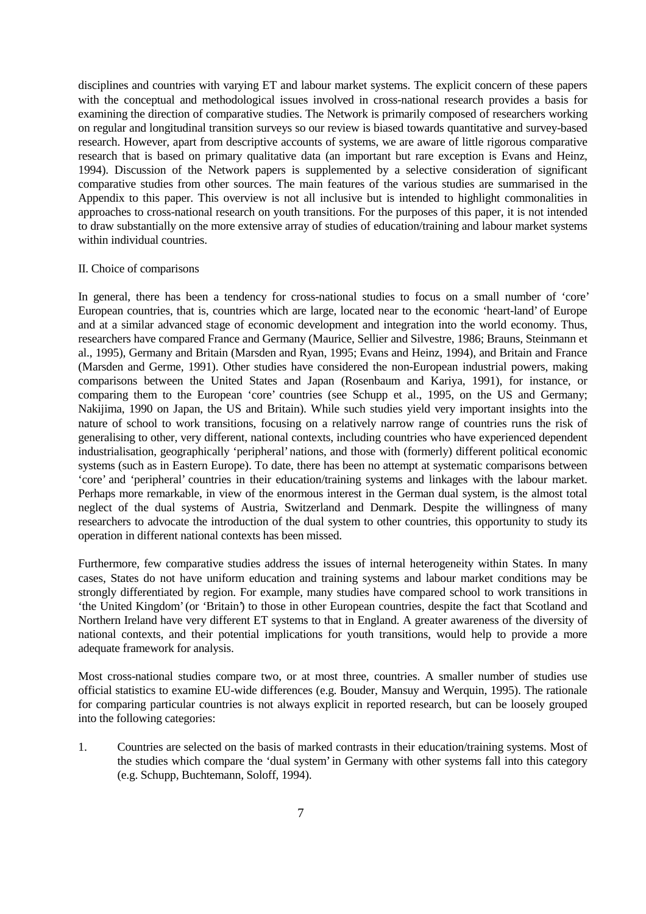disciplines and countries with varying ET and labour market systems. The explicit concern of these papers with the conceptual and methodological issues involved in cross-national research provides a basis for examining the direction of comparative studies. The Network is primarily composed of researchers working on regular and longitudinal transition surveys so our review is biased towards quantitative and survey-based research. However, apart from descriptive accounts of systems, we are aware of little rigorous comparative research that is based on primary qualitative data (an important but rare exception is Evans and Heinz, 1994). Discussion of the Network papers is supplemented by a selective consideration of significant comparative studies from other sources. The main features of the various studies are summarised in the Appendix to this paper. This overview is not all inclusive but is intended to highlight commonalities in approaches to cross-national research on youth transitions. For the purposes of this paper, it is not intended to draw substantially on the more extensive array of studies of education/training and labour market systems within individual countries.

## II. Choice of comparisons

In general, there has been a tendency for cross-national studies to focus on a small number of 'core' European countries, that is, countries which are large, located near to the economic 'heart-land' of Europe and at a similar advanced stage of economic development and integration into the world economy. Thus, researchers have compared France and Germany (Maurice, Sellier and Silvestre, 1986; Brauns, Steinmann et al., 1995), Germany and Britain (Marsden and Ryan, 1995; Evans and Heinz, 1994), and Britain and France (Marsden and Germe, 1991). Other studies have considered the non-European industrial powers, making comparisons between the United States and Japan (Rosenbaum and Kariya, 1991), for instance, or comparing them to the European 'core' countries (see Schupp et al., 1995, on the US and Germany; Nakijima, 1990 on Japan, the US and Britain). While such studies yield very important insights into the nature of school to work transitions, focusing on a relatively narrow range of countries runs the risk of generalising to other, very different, national contexts, including countries who have experienced dependent industrialisation, geographically 'peripheral' nations, and those with (formerly) different political economic systems (such as in Eastern Europe). To date, there has been no attempt at systematic comparisons between 'core' and 'peripheral' countries in their education/training systems and linkages with the labour market. Perhaps more remarkable, in view of the enormous interest in the German dual system, is the almost total neglect of the dual systems of Austria, Switzerland and Denmark. Despite the willingness of many researchers to advocate the introduction of the dual system to other countries, this opportunity to study its operation in different national contexts has been missed.

Furthermore, few comparative studies address the issues of internal heterogeneity within States. In many cases, States do not have uniform education and training systems and labour market conditions may be strongly differentiated by region. For example, many studies have compared school to work transitions in 'the United Kingdom' (or 'Britain') to those in other European countries, despite the fact that Scotland and Northern Ireland have very different ET systems to that in England. A greater awareness of the diversity of national contexts, and their potential implications for youth transitions, would help to provide a more adequate framework for analysis.

Most cross-national studies compare two, or at most three, countries. A smaller number of studies use official statistics to examine EU-wide differences (e.g. Bouder, Mansuy and Werquin, 1995). The rationale for comparing particular countries is not always explicit in reported research, but can be loosely grouped into the following categories:

1. Countries are selected on the basis of marked contrasts in their education/training systems. Most of the studies which compare the 'dual system' in Germany with other systems fall into this category (e.g. Schupp, Buchtemann, Soloff, 1994).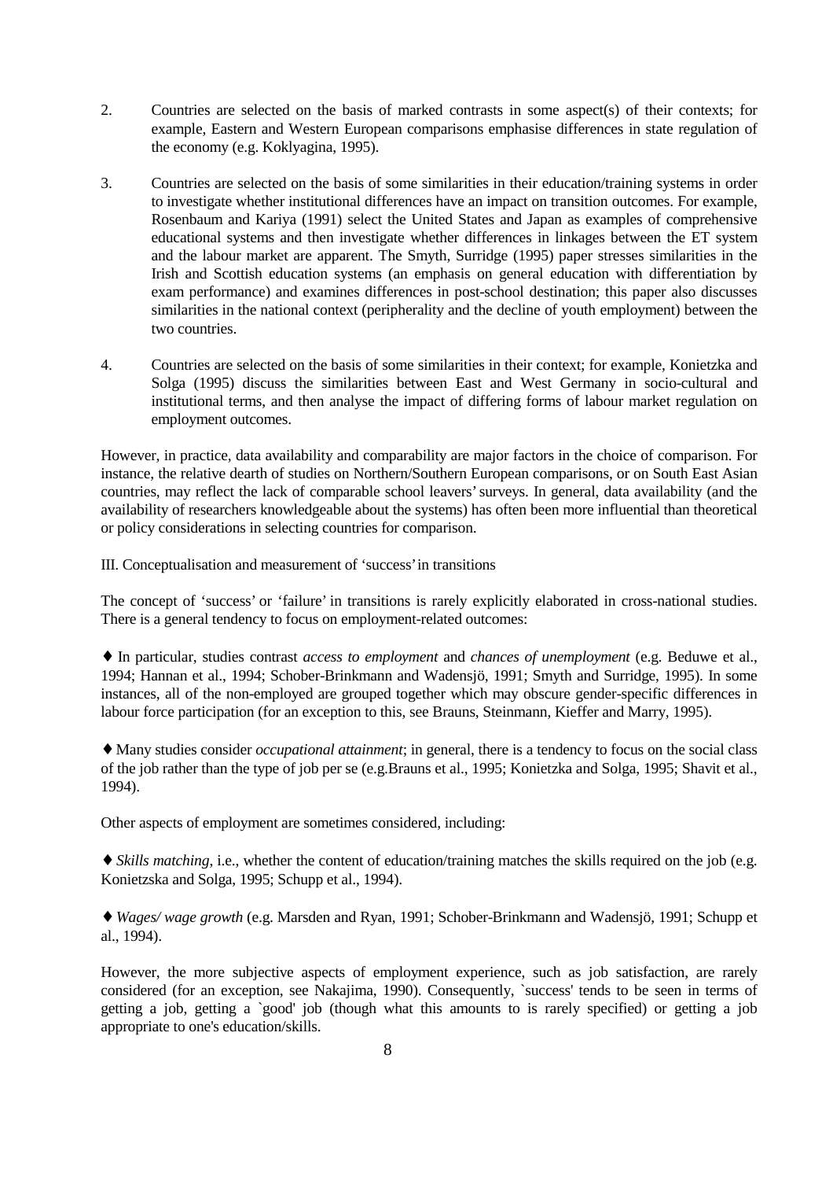2. Countries are selected on the basis of marked contrasts in some aspect(s) of their contexts; for example, Eastern and Western European comparisons emphasise differences in state regulation of the economy (e.g. Koklyagina, 1995).

3. Countries are selected on the basis of some similarities in their education/training systems in order to investigate whether institutional differences have an impact on transition outcomes. For example, Rosenbaum and Kariya (1991) select the United States and Japan as examples of comprehensive educational systems and then investigate whether differences in linkages between the ET system and the labour market are apparent. The Smyth, Surridge (1995) paper stresses similarities in the Irish and Scottish education systems (an emphasis on general education with differentiation by exam performance) and examines differences in post-school destination; this paper also discusses similarities in the national context (peripherality and the decline of youth employment) between the two countries.

4. Countries are selected on the basis of some similarities in their context; for example, Konietzka and Solga (1995) discuss the similarities between East and West Germany in socio-cultural and institutional terms, and then analyse the impact of differing forms of labour market regulation on employment outcomes.

However, in practice, data availability and comparability are major factors in the choice of comparison. For instance, the relative dearth of studies on Northern/Southern European comparisons, or on South East Asian countries, may reflect the lack of comparable school leavers' surveys. In general, data availability (and the availability of researchers knowledgeable about the systems) has often been more influential than theoretical or policy considerations in selecting countries for comparison.

III. Conceptualisation and measurement of 'success' in transitions

The concept of 'success' or 'failure' in transitions is rarely explicitly elaborated in cross-national studies. There is a general tendency to focus on employment-related outcomes:

♦ In particular, studies contrast *access to employment* and *chances of unemployment* (e.g. Beduwe et al., 1994; Hannan et al., 1994; Schober-Brinkmann and Wadensjö, 1991; Smyth and Surridge, 1995). In some instances, all of the non-employed are grouped together which may obscure gender-specific differences in labour force participation (for an exception to this, see Brauns, Steinmann, Kieffer and Marry, 1995).

♦ Many studies consider *occupational attainment*; in general, there is a tendency to focus on the social class of the job rather than the type of job per se (e.g.Brauns et al., 1995; Konietzka and Solga, 1995; Shavit et al., 1994).

Other aspects of employment are sometimes considered, including:

♦ *Skills matching*, i.e., whether the content of education/training matches the skills required on the job (e.g. Konietzska and Solga, 1995; Schupp et al., 1994).

♦ *Wages/ wage growth* (e.g. Marsden and Ryan, 1991; Schober-Brinkmann and Wadensjö, 1991; Schupp et al., 1994).

However, the more subjective aspects of employment experience, such as job satisfaction, are rarely considered (for an exception, see Nakajima, 1990). Consequently, `success' tends to be seen in terms of getting a job, getting a `good' job (though what this amounts to is rarely specified) or getting a job appropriate to one's education/skills.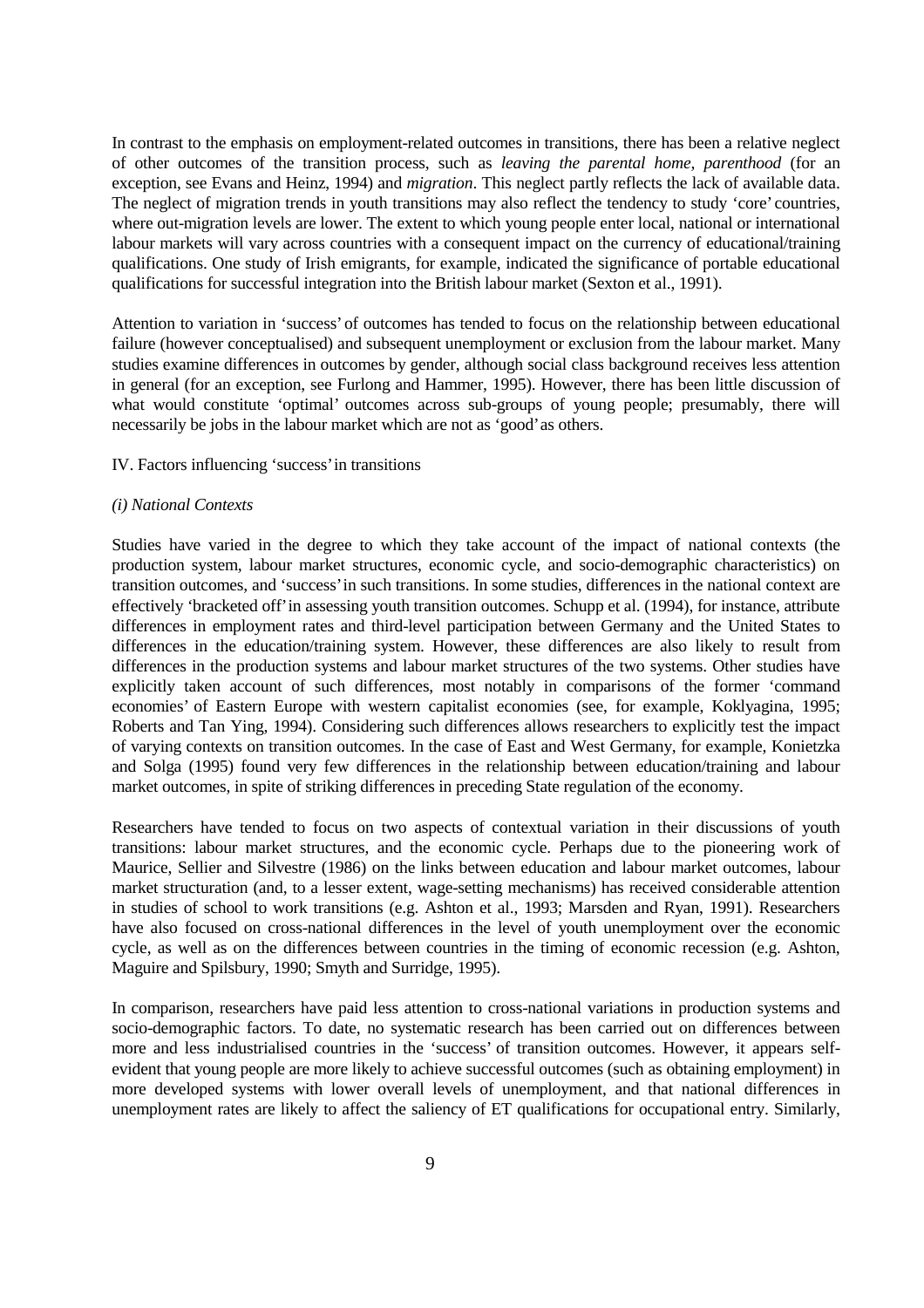In contrast to the emphasis on employment-related outcomes in transitions, there has been a relative neglect of other outcomes of the transition process, such as *leaving the parental home*, *parenthood* (for an exception, see Evans and Heinz, 1994) and *migration*. This neglect partly reflects the lack of available data. The neglect of migration trends in youth transitions may also reflect the tendency to study 'core' countries, where out-migration levels are lower. The extent to which young people enter local, national or international labour markets will vary across countries with a consequent impact on the currency of educational/training qualifications. One study of Irish emigrants, for example, indicated the significance of portable educational qualifications for successful integration into the British labour market (Sexton et al., 1991).

Attention to variation in 'success' of outcomes has tended to focus on the relationship between educational failure (however conceptualised) and subsequent unemployment or exclusion from the labour market. Many studies examine differences in outcomes by gender, although social class background receives less attention in general (for an exception, see Furlong and Hammer, 1995). However, there has been little discussion of what would constitute 'optimal' outcomes across sub-groups of young people; presumably, there will necessarily be jobs in the labour market which are not as 'good' as others.

IV. Factors influencing 'success' in transitions

*(i) National Contexts*

Studies have varied in the degree to which they take account of the impact of national contexts (the production system, labour market structures, economic cycle, and socio-demographic characteristics) on transition outcomes, and 'success' in such transitions. In some studies, differences in the national context are effectively 'bracketed off' in assessing youth transition outcomes. Schupp et al. (1994), for instance, attribute differences in employment rates and third-level participation between Germany and the United States to differences in the education/training system. However, these differences are also likely to result from differences in the production systems and labour market structures of the two systems. Other studies have explicitly taken account of such differences, most notably in comparisons of the former 'command economies' of Eastern Europe with western capitalist economies (see, for example, Koklyagina, 1995; Roberts and Tan Ying, 1994). Considering such differences allows researchers to explicitly test the impact of varying contexts on transition outcomes. In the case of East and West Germany, for example, Konietzka and Solga (1995) found very few differences in the relationship between education/training and labour market outcomes, in spite of striking differences in preceding State regulation of the economy.

Researchers have tended to focus on two aspects of contextual variation in their discussions of youth transitions: labour market structures, and the economic cycle. Perhaps due to the pioneering work of Maurice, Sellier and Silvestre (1986) on the links between education and labour market outcomes, labour market structuration (and, to a lesser extent, wage-setting mechanisms) has received considerable attention in studies of school to work transitions (e.g. Ashton et al., 1993; Marsden and Ryan, 1991). Researchers have also focused on cross-national differences in the level of youth unemployment over the economic cycle, as well as on the differences between countries in the timing of economic recession (e.g. Ashton, Maguire and Spilsbury, 1990; Smyth and Surridge, 1995).

In comparison, researchers have paid less attention to cross-national variations in production systems and socio-demographic factors. To date, no systematic research has been carried out on differences between more and less industrialised countries in the 'success' of transition outcomes. However, it appears self-evident that young people are more likely to achieve successful outcomes (such as obtaining employment) in more developed systems with lower overall levels of unemployment, and that national differences in unemployment rates are likely to affect the saliency of ET qualifications for occupational entry. Similarly,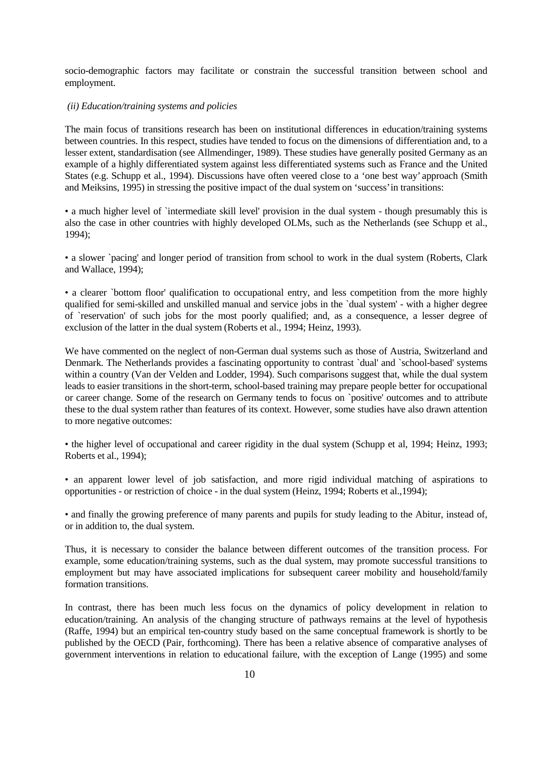socio-demographic factors may facilitate or constrain the successful transition between school and employment.

*(ii) Education/training systems and policies*

The main focus of transitions research has been on institutional differences in education/training systems between countries. In this respect, studies have tended to focus on the dimensions of differentiation and, to a lesser extent, standardisation (see Allmendinger, 1989). These studies have generally posited Germany as an example of a highly differentiated system against less differentiated systems such as France and the United States (e.g. Schupp et al., 1994). Discussions have often veered close to a 'one best way' approach (Smith and Meiksins, 1995) in stressing the positive impact of the dual system on 'success' in transitions:

• a much higher level of `intermediate skill level' provision in the dual system - though presumably this is also the case in other countries with highly developed OLMs, such as the Netherlands (see Schupp et al., 1994);

• a slower `pacing' and longer period of transition from school to work in the dual system (Roberts, Clark and Wallace, 1994);

• a clearer `bottom floor' qualification to occupational entry, and less competition from the more highly qualified for semi-skilled and unskilled manual and service jobs in the `dual system' - with a higher degree of `reservation' of such jobs for the most poorly qualified; and, as a consequence, a lesser degree of exclusion of the latter in the dual system (Roberts et al., 1994; Heinz, 1993).

We have commented on the neglect of non-German dual systems such as those of Austria, Switzerland and Denmark. The Netherlands provides a fascinating opportunity to contrast `dual' and `school-based' systems within a country (Van der Velden and Lodder, 1994). Such comparisons suggest that, while the dual system leads to easier transitions in the short-term, school-based training may prepare people better for occupational or career change. Some of the research on Germany tends to focus on `positive' outcomes and to attribute these to the dual system rather than features of its context. However, some studies have also drawn attention to more negative outcomes:

• the higher level of occupational and career rigidity in the dual system (Schupp et al, 1994; Heinz, 1993; Roberts et al., 1994);

• an apparent lower level of job satisfaction, and more rigid individual matching of aspirations to opportunities - or restriction of choice - in the dual system (Heinz, 1994; Roberts et al.,1994);

• and finally the growing preference of many parents and pupils for study leading to the Abitur, instead of, or in addition to, the dual system.

Thus, it is necessary to consider the balance between different outcomes of the transition process. For example, some education/training systems, such as the dual system, may promote successful transitions to employment but may have associated implications for subsequent career mobility and household/family formation transitions.

In contrast, there has been much less focus on the dynamics of policy development in relation to education/training. An analysis of the changing structure of pathways remains at the level of hypothesis (Raffe, 1994) but an empirical ten-country study based on the same conceptual framework is shortly to be published by the OECD (Pair, forthcoming). There has been a relative absence of comparative analyses of government interventions in relation to educational failure, with the exception of Lange (1995) and some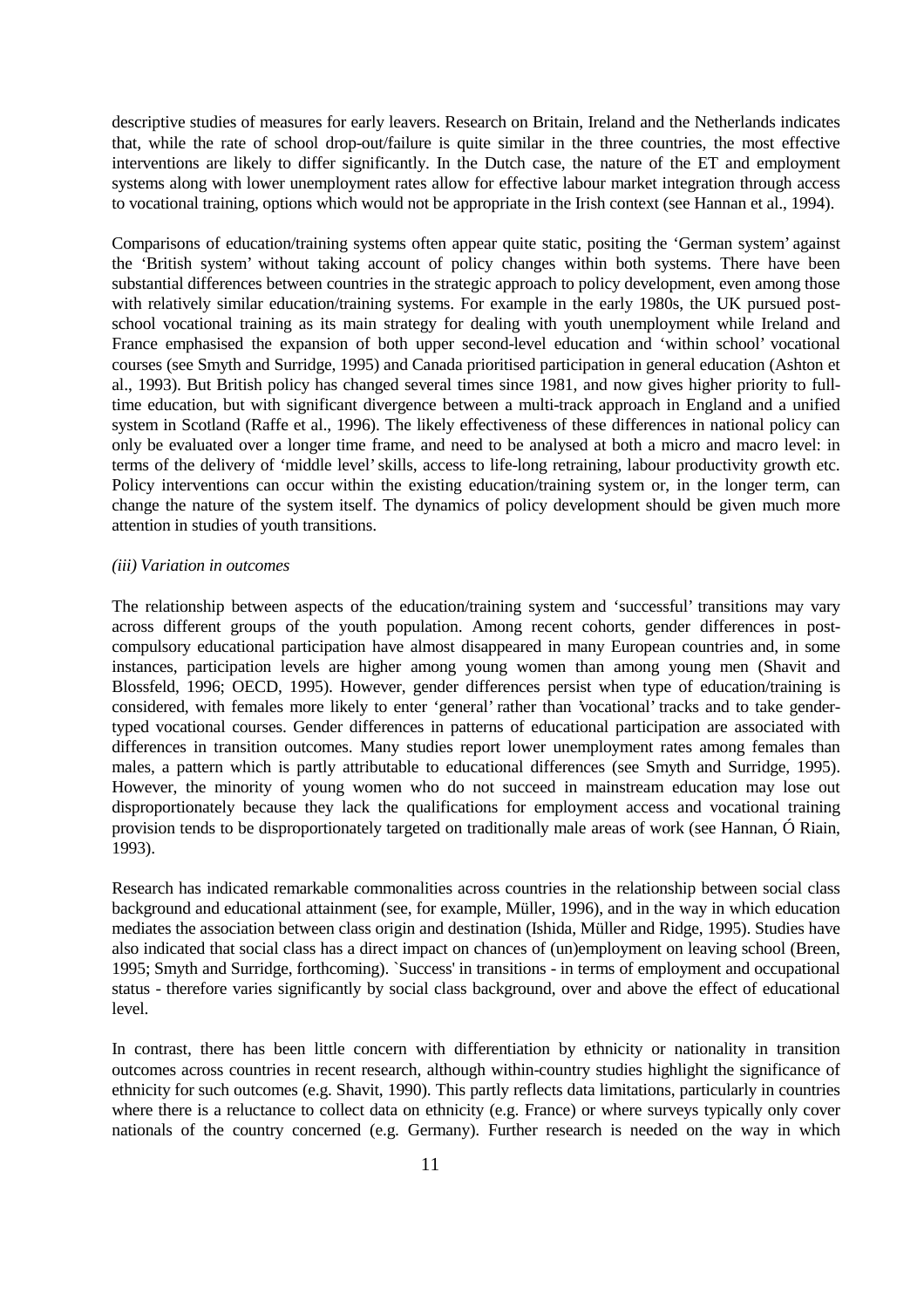descriptive studies of measures for early leavers. Research on Britain, Ireland and the Netherlands indicates that, while the rate of school drop-out/failure is quite similar in the three countries, the most effective interventions are likely to differ significantly. In the Dutch case, the nature of the ET and employment systems along with lower unemployment rates allow for effective labour market integration through access to vocational training, options which would not be appropriate in the Irish context (see Hannan et al., 1994).

Comparisons of education/training systems often appear quite static, positing the 'German system' against the 'British system' without taking account of policy changes within both systems. There have been substantial differences between countries in the strategic approach to policy development, even among those with relatively similar education/training systems. For example in the early 1980s, the UK pursued post-school vocational training as its main strategy for dealing with youth unemployment while Ireland and France emphasised the expansion of both upper second-level education and 'within school' vocational courses (see Smyth and Surridge, 1995) and Canada prioritised participation in general education (Ashton et al., 1993). But British policy has changed several times since 1981, and now gives higher priority to full-time education, but with significant divergence between a multi-track approach in England and a unified system in Scotland (Raffe et al., 1996). The likely effectiveness of these differences in national policy can only be evaluated over a longer time frame, and need to be analysed at both a micro and macro level: in terms of the delivery of 'middle level' skills, access to life-long retraining, labour productivity growth etc. Policy interventions can occur within the existing education/training system or, in the longer term, can change the nature of the system itself. The dynamics of policy development should be given much more attention in studies of youth transitions.

*(iii) Variation in outcomes*

The relationship between aspects of the education/training system and 'successful' transitions may vary across different groups of the youth population. Among recent cohorts, gender differences in post-compulsory educational participation have almost disappeared in many European countries and, in some instances, participation levels are higher among young women than among young men (Shavit and Blossfeld, 1996; OECD, 1995). However, gender differences persist when type of education/training is considered, with females more likely to enter 'general' rather than 'vocational' tracks and to take gender-typed vocational courses. Gender differences in patterns of educational participation are associated with differences in transition outcomes. Many studies report lower unemployment rates among females than males, a pattern which is partly attributable to educational differences (see Smyth and Surridge, 1995). However, the minority of young women who do not succeed in mainstream education may lose out disproportionately because they lack the qualifications for employment access and vocational training provision tends to be disproportionately targeted on traditionally male areas of work (see Hannan, Ó Riain, 1993).

Research has indicated remarkable commonalities across countries in the relationship between social class background and educational attainment (see, for example, Müller, 1996), and in the way in which education mediates the association between class origin and destination (Ishida, Müller and Ridge, 1995). Studies have also indicated that social class has a direct impact on chances of (un)employment on leaving school (Breen, 1995; Smyth and Surridge, forthcoming). `Success' in transitions - in terms of employment and occupational status - therefore varies significantly by social class background, over and above the effect of educational level.

In contrast, there has been little concern with differentiation by ethnicity or nationality in transition outcomes across countries in recent research, although within-country studies highlight the significance of ethnicity for such outcomes (e.g. Shavit, 1990). This partly reflects data limitations, particularly in countries where there is a reluctance to collect data on ethnicity (e.g. France) or where surveys typically only cover nationals of the country concerned (e.g. Germany). Further research is needed on the way in which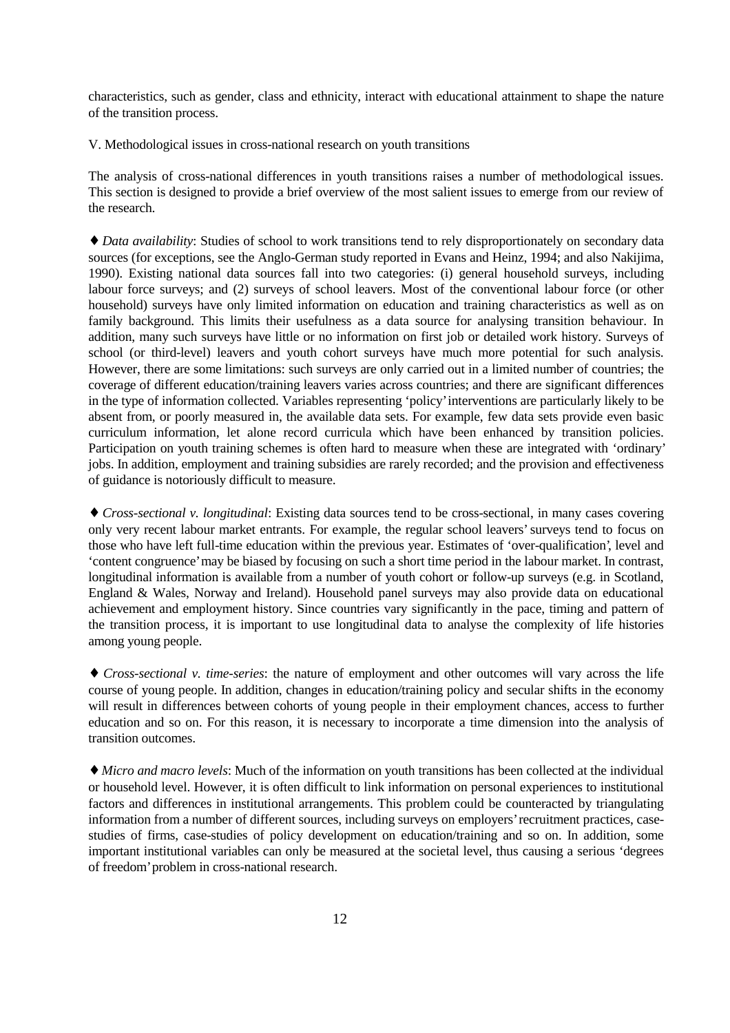characteristics, such as gender, class and ethnicity, interact with educational attainment to shape the nature of the transition process.

## V. Methodological issues in cross-national research on youth transitions

The analysis of cross-national differences in youth transitions raises a number of methodological issues. This section is designed to provide a brief overview of the most salient issues to emerge from our review of the research.

♦ *Data availability*: Studies of school to work transitions tend to rely disproportionately on secondary data sources (for exceptions, see the Anglo-German study reported in Evans and Heinz, 1994; and also Nakijima, 1990). Existing national data sources fall into two categories: (i) general household surveys, including labour force surveys; and (2) surveys of school leavers. Most of the conventional labour force (or other household) surveys have only limited information on education and training characteristics as well as on family background. This limits their usefulness as a data source for analysing transition behaviour. In addition, many such surveys have little or no information on first job or detailed work history. Surveys of school (or third-level) leavers and youth cohort surveys have much more potential for such analysis. However, there are some limitations: such surveys are only carried out in a limited number of countries; the coverage of different education/training leavers varies across countries; and there are significant differences in the type of information collected. Variables representing 'policy' interventions are particularly likely to be absent from, or poorly measured in, the available data sets. For example, few data sets provide even basic curriculum information, let alone record curricula which have been enhanced by transition policies. Participation on youth training schemes is often hard to measure when these are integrated with 'ordinary' jobs. In addition, employment and training subsidies are rarely recorded; and the provision and effectiveness of guidance is notoriously difficult to measure.

♦ *Cross-sectional v. longitudinal*: Existing data sources tend to be cross-sectional, in many cases covering only very recent labour market entrants. For example, the regular school leavers' surveys tend to focus on those who have left full-time education within the previous year. Estimates of 'over-qualification', level and 'content congruence' may be biased by focusing on such a short time period in the labour market. In contrast, longitudinal information is available from a number of youth cohort or follow-up surveys (e.g. in Scotland, England & Wales, Norway and Ireland). Household panel surveys may also provide data on educational achievement and employment history. Since countries vary significantly in the pace, timing and pattern of the transition process, it is important to use longitudinal data to analyse the complexity of life histories among young people.

♦ *Cross-sectional v. time-series*: the nature of employment and other outcomes will vary across the life course of young people. In addition, changes in education/training policy and secular shifts in the economy will result in differences between cohorts of young people in their employment chances, access to further education and so on. For this reason, it is necessary to incorporate a time dimension into the analysis of transition outcomes.

♦ *Micro and macro levels*: Much of the information on youth transitions has been collected at the individual or household level. However, it is often difficult to link information on personal experiences to institutional factors and differences in institutional arrangements. This problem could be counteracted by triangulating information from a number of different sources, including surveys on employers' recruitment practices, case-studies of firms, case-studies of policy development on education/training and so on. In addition, some important institutional variables can only be measured at the societal level, thus causing a serious 'degrees of freedom' problem in cross-national research.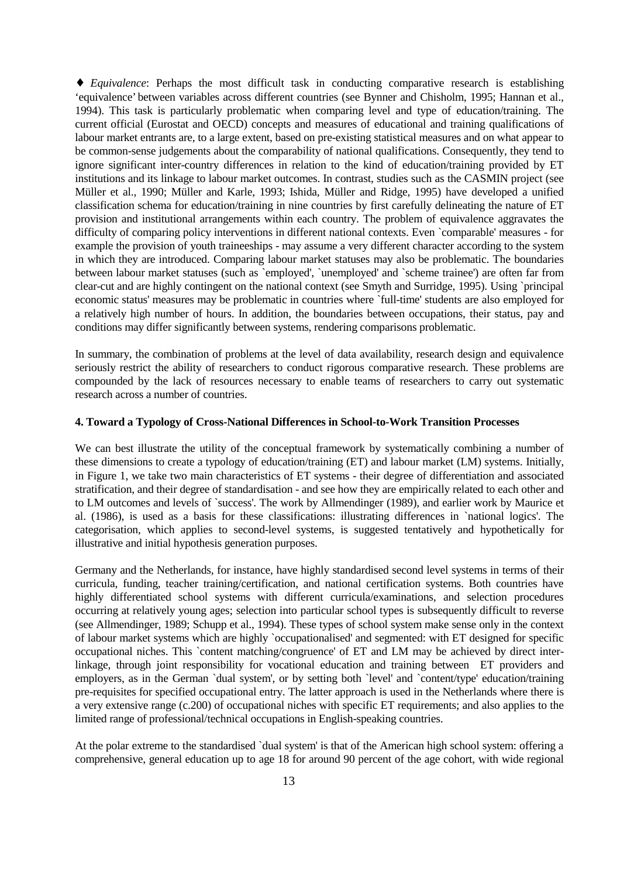♦ *Equivalence*: Perhaps the most difficult task in conducting comparative research is establishing 'equivalence' between variables across different countries (see Bynner and Chisholm, 1995; Hannan et al., 1994). This task is particularly problematic when comparing level and type of education/training. The current official (Eurostat and OECD) concepts and measures of educational and training qualifications of labour market entrants are, to a large extent, based on pre-existing statistical measures and on what appear to be common-sense judgements about the comparability of national qualifications. Consequently, they tend to ignore significant inter-country differences in relation to the kind of education/training provided by ET institutions and its linkage to labour market outcomes. In contrast, studies such as the CASMIN project (see Müller et al., 1990; Müller and Karle, 1993; Ishida, Müller and Ridge, 1995) have developed a unified classification schema for education/training in nine countries by first carefully delineating the nature of ET provision and institutional arrangements within each country. The problem of equivalence aggravates the difficulty of comparing policy interventions in different national contexts. Even `comparable' measures - for example the provision of youth traineeships - may assume a very different character according to the system in which they are introduced. Comparing labour market statuses may also be problematic. The boundaries between labour market statuses (such as `employed', `unemployed' and `scheme trainee') are often far from clear-cut and are highly contingent on the national context (see Smyth and Surridge, 1995). Using `principal economic status' measures may be problematic in countries where `full-time' students are also employed for a relatively high number of hours. In addition, the boundaries between occupations, their status, pay and conditions may differ significantly between systems, rendering comparisons problematic.

In summary, the combination of problems at the level of data availability, research design and equivalence seriously restrict the ability of researchers to conduct rigorous comparative research. These problems are compounded by the lack of resources necessary to enable teams of researchers to carry out systematic research across a number of countries.

**4. Toward a Typology of Cross-National Differences in School-to-Work Transition Processes**

We can best illustrate the utility of the conceptual framework by systematically combining a number of these dimensions to create a typology of education/training (ET) and labour market (LM) systems. Initially, in Figure 1, we take two main characteristics of ET systems - their degree of differentiation and associated stratification, and their degree of standardisation - and see how they are empirically related to each other and to LM outcomes and levels of `success'. The work by Allmendinger (1989), and earlier work by Maurice et al. (1986), is used as a basis for these classifications: illustrating differences in `national logics'. The categorisation, which applies to second-level systems, is suggested tentatively and hypothetically for illustrative and initial hypothesis generation purposes.

Germany and the Netherlands, for instance, have highly standardised second level systems in terms of their curricula, funding, teacher training/certification, and national certification systems. Both countries have highly differentiated school systems with different curricula/examinations, and selection procedures occurring at relatively young ages; selection into particular school types is subsequently difficult to reverse (see Allmendinger, 1989; Schupp et al., 1994). These types of school system make sense only in the context of labour market systems which are highly `occupationalised' and segmented: with ET designed for specific occupational niches. This `content matching/congruence' of ET and LM may be achieved by direct inter-linkage, through joint responsibility for vocational education and training between ET providers and employers, as in the German `dual system', or by setting both `level' and `content/type' education/training pre-requisites for specified occupational entry. The latter approach is used in the Netherlands where there is a very extensive range (c.200) of occupational niches with specific ET requirements; and also applies to the limited range of professional/technical occupations in English-speaking countries.

At the polar extreme to the standardised `dual system' is that of the American high school system: offering a comprehensive, general education up to age 18 for around 90 percent of the age cohort, with wide regional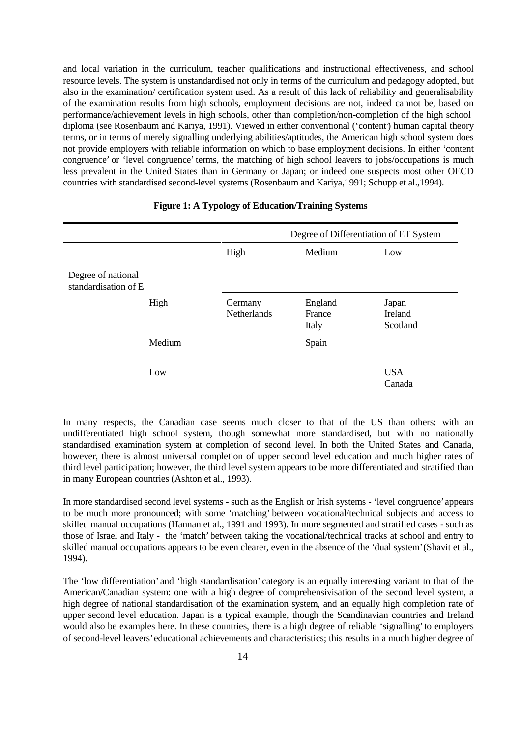and local variation in the curriculum, teacher qualifications and instructional effectiveness, and school resource levels. The system is unstandardised not only in terms of the curriculum and pedagogy adopted, but also in the examination/ certification system used. As a result of this lack of reliability and generalisability of the examination results from high schools, employment decisions are not, indeed cannot be, based on performance/achievement levels in high schools, other than completion/non-completion of the high school diploma (see Rosenbaum and Kariya, 1991). Viewed in either conventional ('content') human capital theory terms, or in terms of merely signalling underlying abilities/aptitudes, the American high school system does not provide employers with reliable information on which to base employment decisions. In either 'content congruence' or 'level congruence' terms, the matching of high school leavers to jobs/occupations is much less prevalent in the United States than in Germany or Japan; or indeed one suspects most other OECD countries with standardised second-level systems (Rosenbaum and Kariya,1991; Schupp et al.,1994).

**Figure 1: A Typology of Education/Training Systems**

| | | Degree of Differentiation of ET System | | |
|---|---|---|---|---|
| Degree of national standardisation of E | | High | Medium | Low |
| | High | Germany Netherlands | England France Italy | Japan Ireland Scotland |
| | Medium | | Spain | |
| | Low | | | USA Canada |

In many respects, the Canadian case seems much closer to that of the US than others: with an undifferentiated high school system, though somewhat more standardised, but with no nationally standardised examination system at completion of second level. In both the United States and Canada, however, there is almost universal completion of upper second level education and much higher rates of third level participation; however, the third level system appears to be more differentiated and stratified than in many European countries (Ashton et al., 1993).

In more standardised second level systems - such as the English or Irish systems - 'level congruence' appears to be much more pronounced; with some 'matching' between vocational/technical subjects and access to skilled manual occupations (Hannan et al., 1991 and 1993). In more segmented and stratified cases - such as those of Israel and Italy - the 'match' between taking the vocational/technical tracks at school and entry to skilled manual occupations appears to be even clearer, even in the absence of the 'dual system' (Shavit et al., 1994).

The 'low differentiation' and 'high standardisation' category is an equally interesting variant to that of the American/Canadian system: one with a high degree of comprehensivisation of the second level system, a high degree of national standardisation of the examination system, and an equally high completion rate of upper second level education. Japan is a typical example, though the Scandinavian countries and Ireland would also be examples here. In these countries, there is a high degree of reliable 'signalling' to employers of second-level leavers' educational achievements and characteristics; this results in a much higher degree of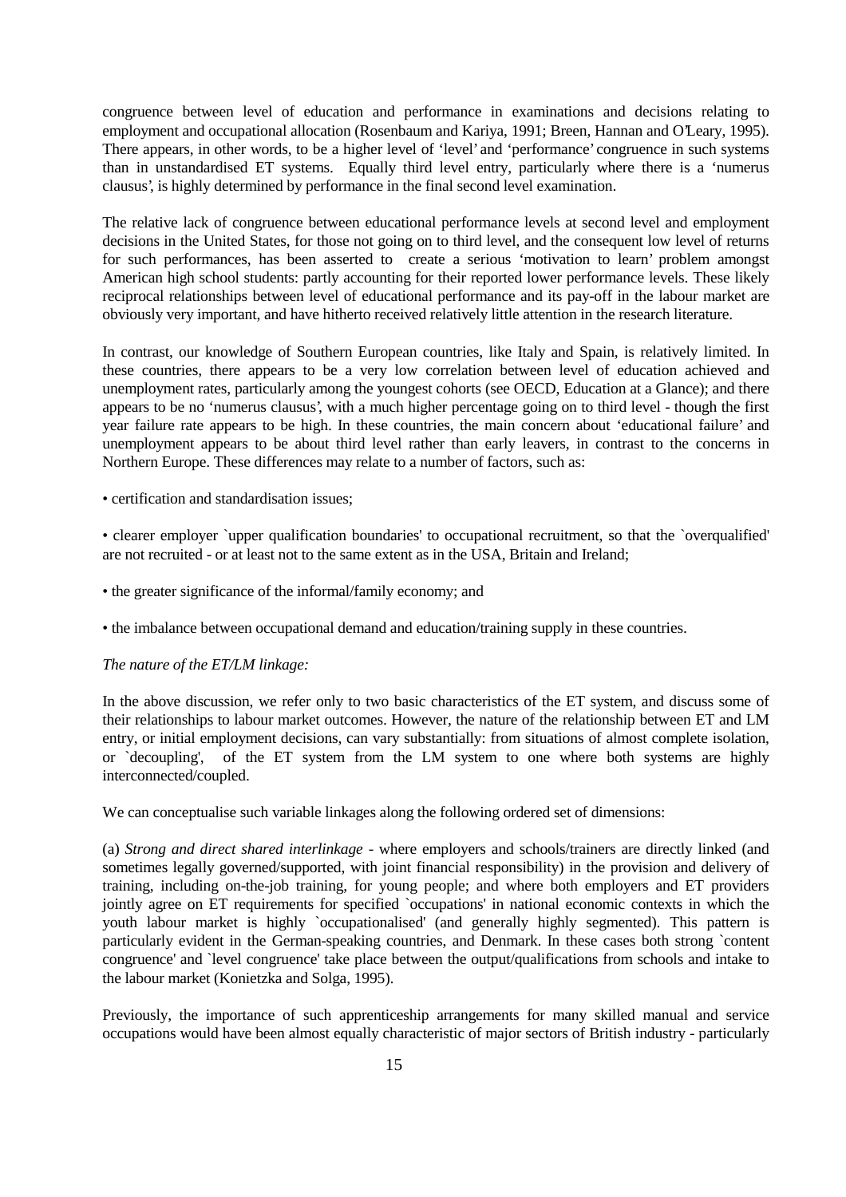congruence between level of education and performance in examinations and decisions relating to employment and occupational allocation (Rosenbaum and Kariya, 1991; Breen, Hannan and O'Leary, 1995). There appears, in other words, to be a higher level of 'level' and 'performance' congruence in such systems than in unstandardised ET systems. Equally third level entry, particularly where there is a 'numerus clausus', is highly determined by performance in the final second level examination.

The relative lack of congruence between educational performance levels at second level and employment decisions in the United States, for those not going on to third level, and the consequent low level of returns for such performances, has been asserted to create a serious 'motivation to learn' problem amongst American high school students: partly accounting for their reported lower performance levels. These likely reciprocal relationships between level of educational performance and its pay-off in the labour market are obviously very important, and have hitherto received relatively little attention in the research literature.

In contrast, our knowledge of Southern European countries, like Italy and Spain, is relatively limited. In these countries, there appears to be a very low correlation between level of education achieved and unemployment rates, particularly among the youngest cohorts (see OECD, Education at a Glance); and there appears to be no 'numerus clausus', with a much higher percentage going on to third level - though the first year failure rate appears to be high. In these countries, the main concern about 'educational failure' and unemployment appears to be about third level rather than early leavers, in contrast to the concerns in Northern Europe. These differences may relate to a number of factors, such as:

- certification and standardisation issues;
- clearer employer `upper qualification boundaries' to occupational recruitment, so that the `overqualified' are not recruited - or at least not to the same extent as in the USA, Britain and Ireland;
- the greater significance of the informal/family economy; and
- the imbalance between occupational demand and education/training supply in these countries.

*The nature of the ET/LM linkage:*

In the above discussion, we refer only to two basic characteristics of the ET system, and discuss some of their relationships to labour market outcomes. However, the nature of the relationship between ET and LM entry, or initial employment decisions, can vary substantially: from situations of almost complete isolation, or `decoupling', of the ET system from the LM system to one where both systems are highly interconnected/coupled.

We can conceptualise such variable linkages along the following ordered set of dimensions:

(a) *Strong and direct shared interlinkage* - where employers and schools/trainers are directly linked (and sometimes legally governed/supported, with joint financial responsibility) in the provision and delivery of training, including on-the-job training, for young people; and where both employers and ET providers jointly agree on ET requirements for specified `occupations' in national economic contexts in which the youth labour market is highly `occupationalised' (and generally highly segmented). This pattern is particularly evident in the German-speaking countries, and Denmark. In these cases both strong `content congruence' and `level congruence' take place between the output/qualifications from schools and intake to the labour market (Konietzka and Solga, 1995).

Previously, the importance of such apprenticeship arrangements for many skilled manual and service occupations would have been almost equally characteristic of major sectors of British industry - particularly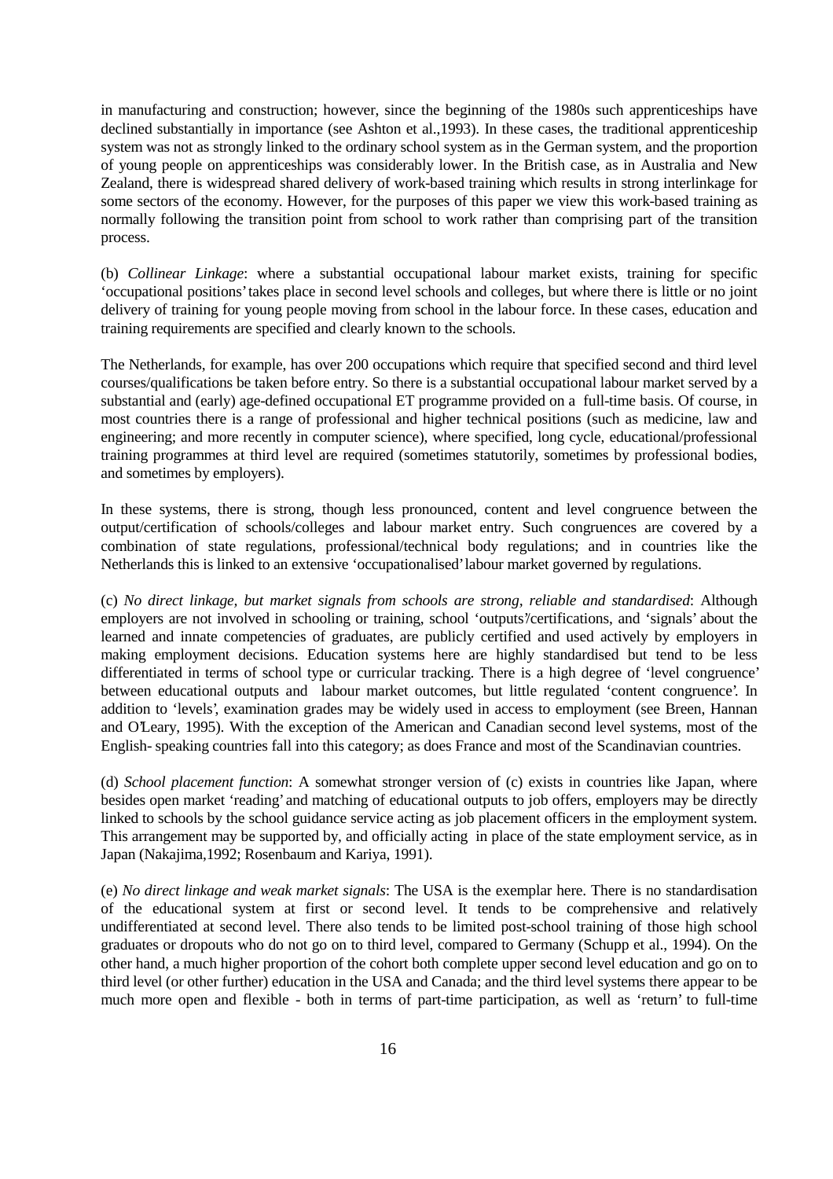in manufacturing and construction; however, since the beginning of the 1980s such apprenticeships have declined substantially in importance (see Ashton et al.,1993). In these cases, the traditional apprenticeship system was not as strongly linked to the ordinary school system as in the German system, and the proportion of young people on apprenticeships was considerably lower. In the British case, as in Australia and New Zealand, there is widespread shared delivery of work-based training which results in strong interlinkage for some sectors of the economy. However, for the purposes of this paper we view this work-based training as normally following the transition point from school to work rather than comprising part of the transition process.

(b) *Collinear Linkage*: where a substantial occupational labour market exists, training for specific 'occupational positions' takes place in second level schools and colleges, but where there is little or no joint delivery of training for young people moving from school in the labour force. In these cases, education and training requirements are specified and clearly known to the schools.

The Netherlands, for example, has over 200 occupations which require that specified second and third level courses/qualifications be taken before entry. So there is a substantial occupational labour market served by a substantial and (early) age-defined occupational ET programme provided on a full-time basis. Of course, in most countries there is a range of professional and higher technical positions (such as medicine, law and engineering; and more recently in computer science), where specified, long cycle, educational/professional training programmes at third level are required (sometimes statutorily, sometimes by professional bodies, and sometimes by employers).

In these systems, there is strong, though less pronounced, content and level congruence between the output/certification of schools/colleges and labour market entry. Such congruences are covered by a combination of state regulations, professional/technical body regulations; and in countries like the Netherlands this is linked to an extensive 'occupationalised' labour market governed by regulations.

(c) *No direct linkage, but market signals from schools are strong, reliable and standardised*: Although employers are not involved in schooling or training, school 'outputs'/certifications, and 'signals' about the learned and innate competencies of graduates, are publicly certified and used actively by employers in making employment decisions. Education systems here are highly standardised but tend to be less differentiated in terms of school type or curricular tracking. There is a high degree of 'level congruence' between educational outputs and labour market outcomes, but little regulated 'content congruence'. In addition to 'levels', examination grades may be widely used in access to employment (see Breen, Hannan and O'Leary, 1995). With the exception of the American and Canadian second level systems, most of the English- speaking countries fall into this category; as does France and most of the Scandinavian countries.

(d) *School placement function*: A somewhat stronger version of (c) exists in countries like Japan, where besides open market 'reading' and matching of educational outputs to job offers, employers may be directly linked to schools by the school guidance service acting as job placement officers in the employment system. This arrangement may be supported by, and officially acting in place of the state employment service, as in Japan (Nakajima,1992; Rosenbaum and Kariya, 1991).

(e) *No direct linkage and weak market signals*: The USA is the exemplar here. There is no standardisation of the educational system at first or second level. It tends to be comprehensive and relatively undifferentiated at second level. There also tends to be limited post-school training of those high school graduates or dropouts who do not go on to third level, compared to Germany (Schupp et al., 1994). On the other hand, a much higher proportion of the cohort both complete upper second level education and go on to third level (or other further) education in the USA and Canada; and the third level systems there appear to be much more open and flexible - both in terms of part-time participation, as well as 'return' to full-time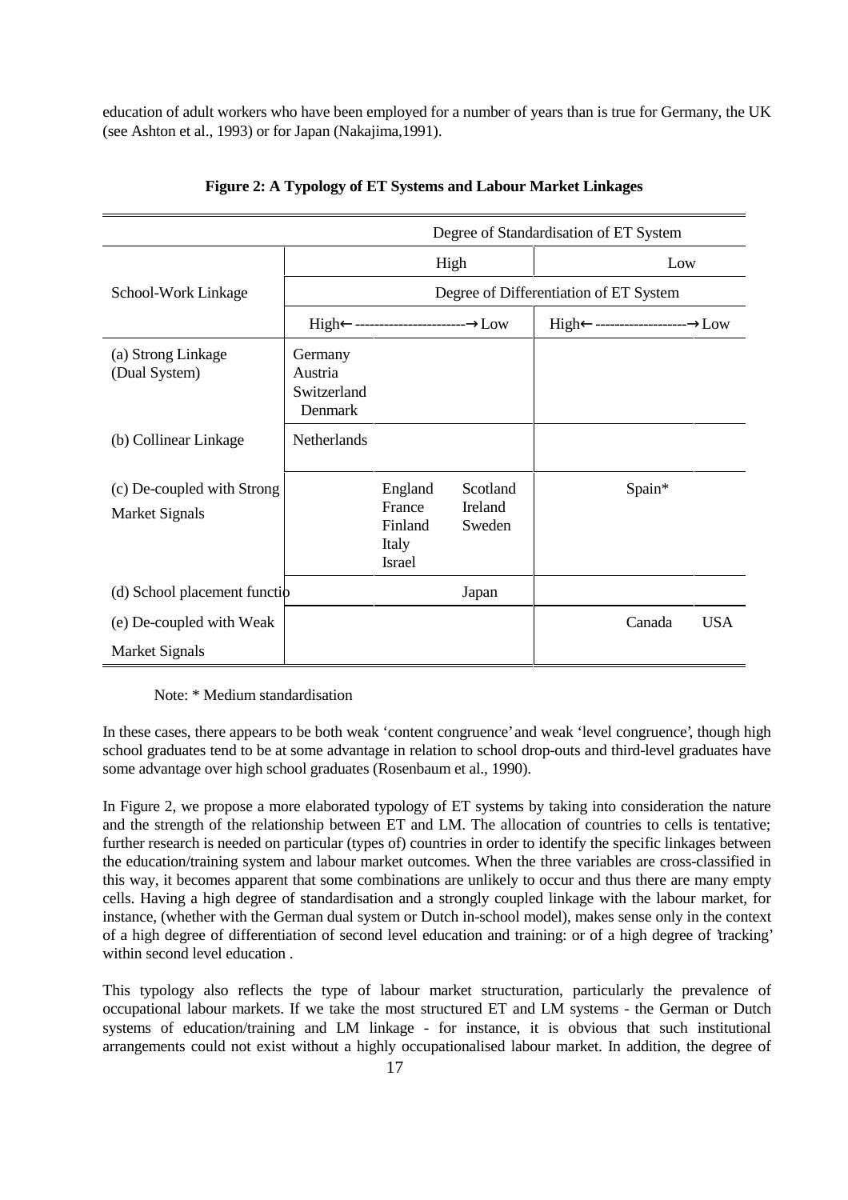education of adult workers who have been employed for a number of years than is true for Germany, the UK (see Ashton et al., 1993) or for Japan (Nakajima,1991).

**Figure 2: A Typology of ET Systems and Labour Market Linkages**

| | Degree of Standardisation of ET System | | | | |
|---|---|---|---|---|---|
| | High | | | Low | |
| School-Work Linkage | Degree of Differentiation of ET System | | | | |
| | High← | ----------------------- | →Low | High← ------------------- | →Low |
| (a) Strong Linkage (Dual System) | Germany Austria Switzerland Denmark | | | | |
| (b) Collinear Linkage | Netherlands | | | | |
| (c) De-coupled with Strong Market Signals | | England France Finland Italy Israel | Scotland Ireland Sweden | Spain* | |
| (d) School placement function | | | Japan | | |
| (e) De-coupled with Weak Market Signals | | | | Canada | USA |

Note: * Medium standardisation

In these cases, there appears to be both weak 'content congruence' and weak 'level congruence', though high school graduates tend to be at some advantage in relation to school drop-outs and third-level graduates have some advantage over high school graduates (Rosenbaum et al., 1990).

In Figure 2, we propose a more elaborated typology of ET systems by taking into consideration the nature and the strength of the relationship between ET and LM. The allocation of countries to cells is tentative; further research is needed on particular (types of) countries in order to identify the specific linkages between the education/training system and labour market outcomes. When the three variables are cross-classified in this way, it becomes apparent that some combinations are unlikely to occur and thus there are many empty cells. Having a high degree of standardisation and a strongly coupled linkage with the labour market, for instance, (whether with the German dual system or Dutch in-school model), makes sense only in the context of a high degree of differentiation of second level education and training: or of a high degree of 'tracking' within second level education .

This typology also reflects the type of labour market structuration, particularly the prevalence of occupational labour markets. If we take the most structured ET and LM systems - the German or Dutch systems of education/training and LM linkage - for instance, it is obvious that such institutional arrangements could not exist without a highly occupationalised labour market. In addition, the degree of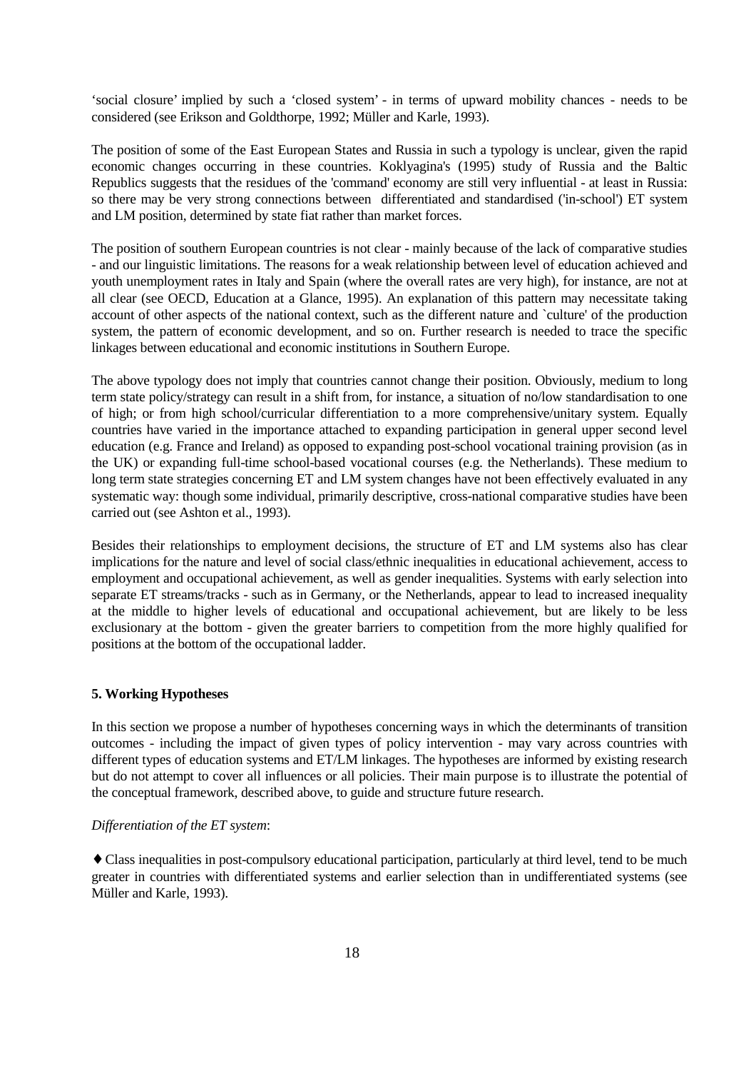'social closure' implied by such a 'closed system' - in terms of upward mobility chances - needs to be considered (see Erikson and Goldthorpe, 1992; Müller and Karle, 1993).

The position of some of the East European States and Russia in such a typology is unclear, given the rapid economic changes occurring in these countries. Koklyagina's (1995) study of Russia and the Baltic Republics suggests that the residues of the 'command' economy are still very influential - at least in Russia: so there may be very strong connections between differentiated and standardised ('in-school') ET system and LM position, determined by state fiat rather than market forces.

The position of southern European countries is not clear - mainly because of the lack of comparative studies - and our linguistic limitations. The reasons for a weak relationship between level of education achieved and youth unemployment rates in Italy and Spain (where the overall rates are very high), for instance, are not at all clear (see OECD, Education at a Glance, 1995). An explanation of this pattern may necessitate taking account of other aspects of the national context, such as the different nature and `culture' of the production system, the pattern of economic development, and so on. Further research is needed to trace the specific linkages between educational and economic institutions in Southern Europe.

The above typology does not imply that countries cannot change their position. Obviously, medium to long term state policy/strategy can result in a shift from, for instance, a situation of no/low standardisation to one of high; or from high school/curricular differentiation to a more comprehensive/unitary system. Equally countries have varied in the importance attached to expanding participation in general upper second level education (e.g. France and Ireland) as opposed to expanding post-school vocational training provision (as in the UK) or expanding full-time school-based vocational courses (e.g. the Netherlands). These medium to long term state strategies concerning ET and LM system changes have not been effectively evaluated in any systematic way: though some individual, primarily descriptive, cross-national comparative studies have been carried out (see Ashton et al., 1993).

Besides their relationships to employment decisions, the structure of ET and LM systems also has clear implications for the nature and level of social class/ethnic inequalities in educational achievement, access to employment and occupational achievement, as well as gender inequalities. Systems with early selection into separate ET streams/tracks - such as in Germany, or the Netherlands, appear to lead to increased inequality at the middle to higher levels of educational and occupational achievement, but are likely to be less exclusionary at the bottom - given the greater barriers to competition from the more highly qualified for positions at the bottom of the occupational ladder.

**5. Working Hypotheses**

In this section we propose a number of hypotheses concerning ways in which the determinants of transition outcomes - including the impact of given types of policy intervention - may vary across countries with different types of education systems and ET/LM linkages. The hypotheses are informed by existing research but do not attempt to cover all influences or all policies. Their main purpose is to illustrate the potential of the conceptual framework, described above, to guide and structure future research.

*Differentiation of the ET system*:

♦ Class inequalities in post-compulsory educational participation, particularly at third level, tend to be much greater in countries with differentiated systems and earlier selection than in undifferentiated systems (see Müller and Karle, 1993).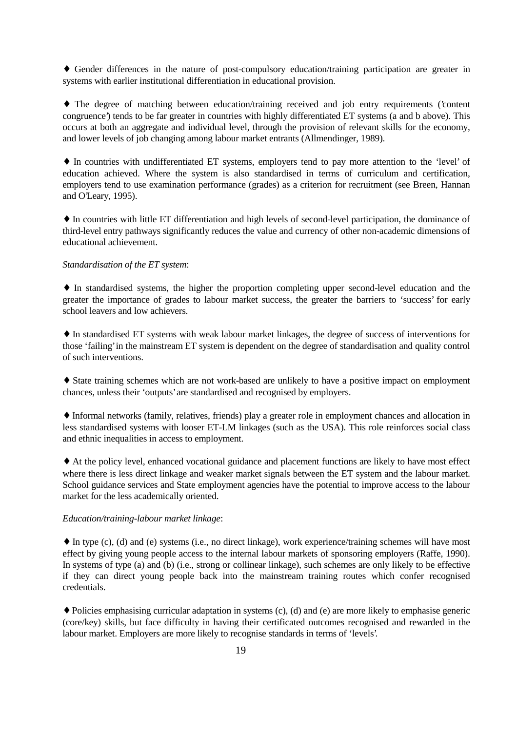♦ Gender differences in the nature of post-compulsory education/training participation are greater in systems with earlier institutional differentiation in educational provision.

♦ The degree of matching between education/training received and job entry requirements ('content congruence') tends to be far greater in countries with highly differentiated ET systems (a and b above). This occurs at both an aggregate and individual level, through the provision of relevant skills for the economy, and lower levels of job changing among labour market entrants (Allmendinger, 1989).

♦ In countries with undifferentiated ET systems, employers tend to pay more attention to the 'level' of education achieved. Where the system is also standardised in terms of curriculum and certification, employers tend to use examination performance (grades) as a criterion for recruitment (see Breen, Hannan and O'Leary, 1995).

♦ In countries with little ET differentiation and high levels of second-level participation, the dominance of third-level entry pathways significantly reduces the value and currency of other non-academic dimensions of educational achievement.

*Standardisation of the ET system*:

♦ In standardised systems, the higher the proportion completing upper second-level education and the greater the importance of grades to labour market success, the greater the barriers to 'success' for early school leavers and low achievers.

♦ In standardised ET systems with weak labour market linkages, the degree of success of interventions for those 'failing' in the mainstream ET system is dependent on the degree of standardisation and quality control of such interventions.

♦ State training schemes which are not work-based are unlikely to have a positive impact on employment chances, unless their 'outputs' are standardised and recognised by employers.

♦ Informal networks (family, relatives, friends) play a greater role in employment chances and allocation in less standardised systems with looser ET-LM linkages (such as the USA). This role reinforces social class and ethnic inequalities in access to employment.

♦ At the policy level, enhanced vocational guidance and placement functions are likely to have most effect where there is less direct linkage and weaker market signals between the ET system and the labour market. School guidance services and State employment agencies have the potential to improve access to the labour market for the less academically oriented.

*Education/training-labour market linkage*:

♦ In type (c), (d) and (e) systems (i.e., no direct linkage), work experience/training schemes will have most effect by giving young people access to the internal labour markets of sponsoring employers (Raffe, 1990). In systems of type (a) and (b) (i.e., strong or collinear linkage), such schemes are only likely to be effective if they can direct young people back into the mainstream training routes which confer recognised credentials.

♦ Policies emphasising curricular adaptation in systems (c), (d) and (e) are more likely to emphasise generic (core/key) skills, but face difficulty in having their certificated outcomes recognised and rewarded in the labour market. Employers are more likely to recognise standards in terms of 'levels'.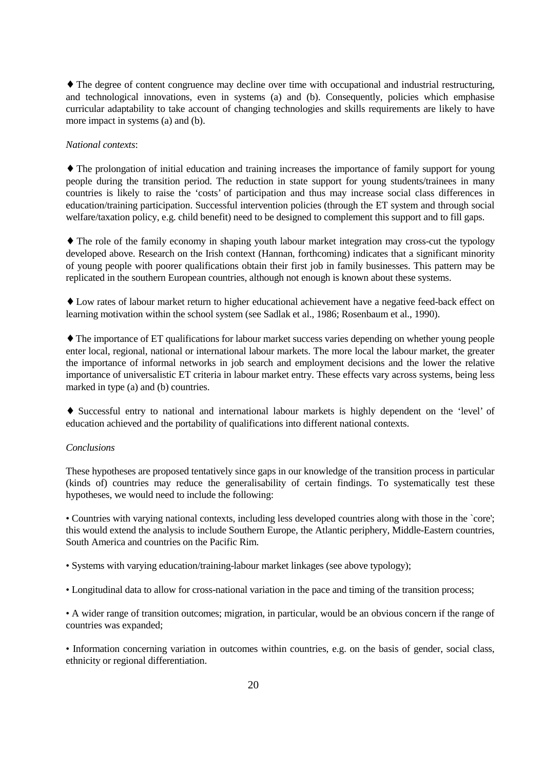♦ The degree of content congruence may decline over time with occupational and industrial restructuring, and technological innovations, even in systems (a) and (b). Consequently, policies which emphasise curricular adaptability to take account of changing technologies and skills requirements are likely to have more impact in systems (a) and (b).

*National contexts*:

♦ The prolongation of initial education and training increases the importance of family support for young people during the transition period. The reduction in state support for young students/trainees in many countries is likely to raise the 'costs' of participation and thus may increase social class differences in education/training participation. Successful intervention policies (through the ET system and through social welfare/taxation policy, e.g. child benefit) need to be designed to complement this support and to fill gaps.

♦ The role of the family economy in shaping youth labour market integration may cross-cut the typology developed above. Research on the Irish context (Hannan, forthcoming) indicates that a significant minority of young people with poorer qualifications obtain their first job in family businesses. This pattern may be replicated in the southern European countries, although not enough is known about these systems.

♦ Low rates of labour market return to higher educational achievement have a negative feed-back effect on learning motivation within the school system (see Sadlak et al., 1986; Rosenbaum et al., 1990).

♦ The importance of ET qualifications for labour market success varies depending on whether young people enter local, regional, national or international labour markets. The more local the labour market, the greater the importance of informal networks in job search and employment decisions and the lower the relative importance of universalistic ET criteria in labour market entry. These effects vary across systems, being less marked in type (a) and (b) countries.

♦ Successful entry to national and international labour markets is highly dependent on the 'level' of education achieved and the portability of qualifications into different national contexts.

*Conclusions*

These hypotheses are proposed tentatively since gaps in our knowledge of the transition process in particular (kinds of) countries may reduce the generalisability of certain findings. To systematically test these hypotheses, we would need to include the following:

• Countries with varying national contexts, including less developed countries along with those in the `core'; this would extend the analysis to include Southern Europe, the Atlantic periphery, Middle-Eastern countries, South America and countries on the Pacific Rim.

• Systems with varying education/training-labour market linkages (see above typology);

• Longitudinal data to allow for cross-national variation in the pace and timing of the transition process;

• A wider range of transition outcomes; migration, in particular, would be an obvious concern if the range of countries was expanded;

• Information concerning variation in outcomes within countries, e.g. on the basis of gender, social class, ethnicity or regional differentiation.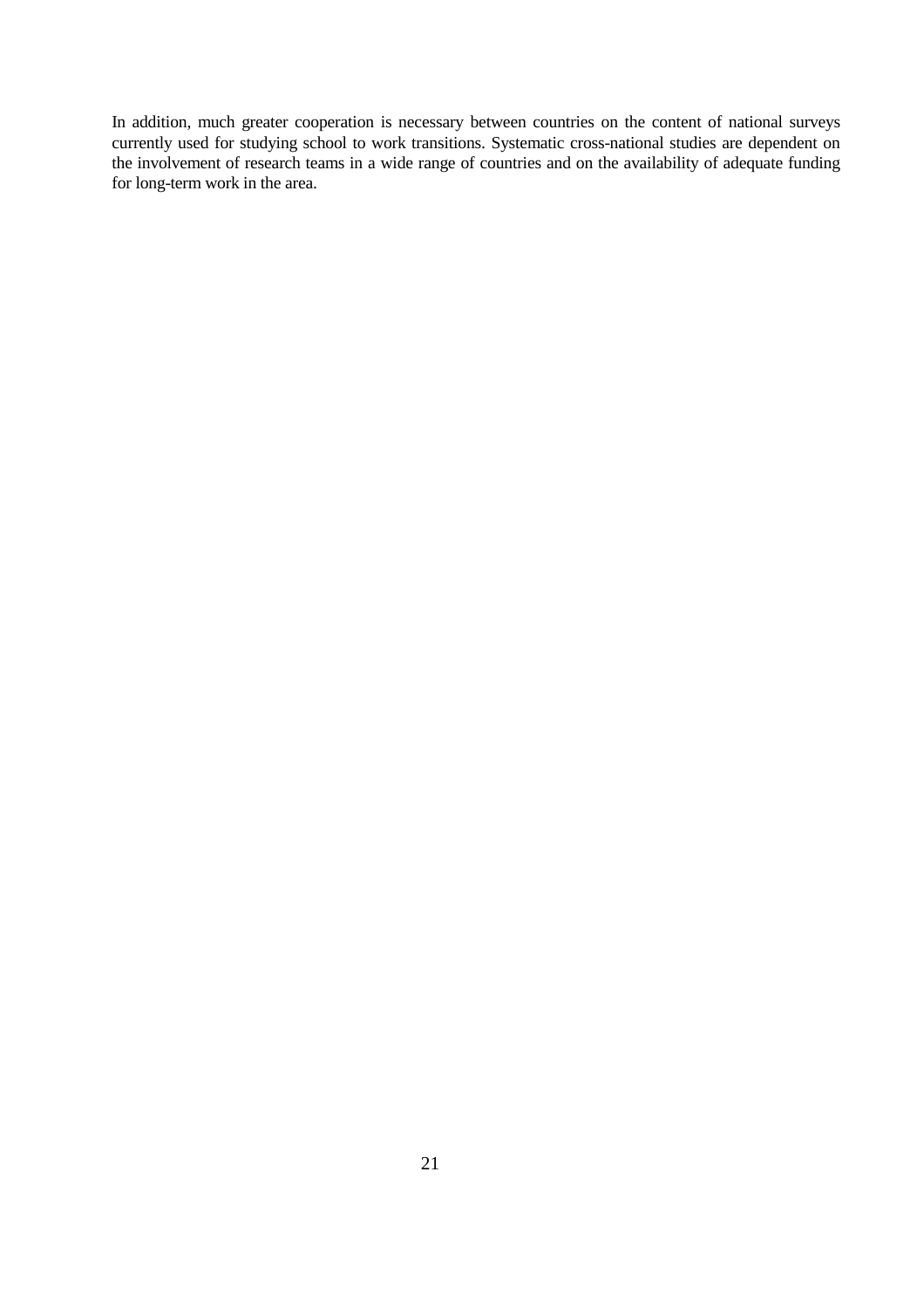In addition, much greater cooperation is necessary between countries on the content of national surveys currently used for studying school to work transitions. Systematic cross-national studies are dependent on the involvement of research teams in a wide range of countries and on the availability of adequate funding for long-term work in the area.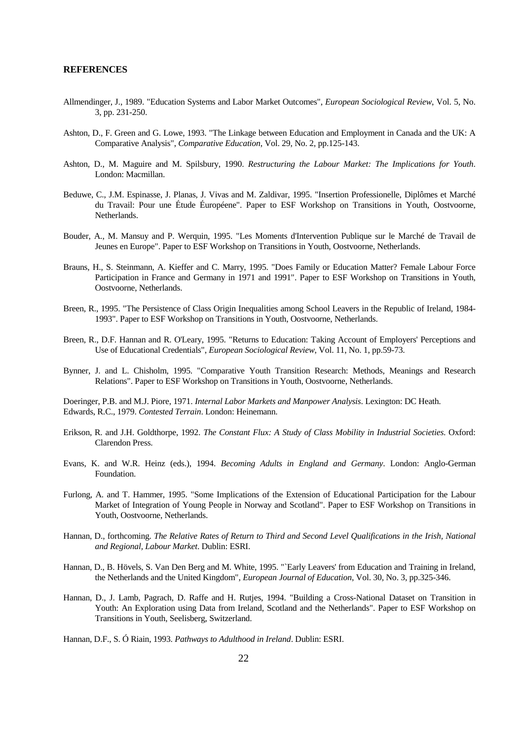## REFERENCES

Allmendinger, J., 1989. "Education Systems and Labor Market Outcomes", *European Sociological Review*, Vol. 5, No. 3, pp. 231-250.

Ashton, D., F. Green and G. Lowe, 1993. "The Linkage between Education and Employment in Canada and the UK: A Comparative Analysis", *Comparative Education*, Vol. 29, No. 2, pp.125-143.

Ashton, D., M. Maguire and M. Spilsbury, 1990. *Restructuring the Labour Market: The Implications for Youth*. London: Macmillan.

Beduwe, C., J.M. Espinasse, J. Planas, J. Vivas and M. Zaldivar, 1995. "Insertion Professionelle, Diplômes et Marché du Travail: Pour une Étude Éuropéene". Paper to ESF Workshop on Transitions in Youth, Oostvoorne, Netherlands.

Bouder, A., M. Mansuy and P. Werquin, 1995. "Les Moments d'Intervention Publique sur le Marché de Travail de Jeunes en Europe". Paper to ESF Workshop on Transitions in Youth, Oostvoorne, Netherlands.

Brauns, H., S. Steinmann, A. Kieffer and C. Marry, 1995. "Does Family or Education Matter? Female Labour Force Participation in France and Germany in 1971 and 1991". Paper to ESF Workshop on Transitions in Youth, Oostvoorne, Netherlands.

Breen, R., 1995. "The Persistence of Class Origin Inequalities among School Leavers in the Republic of Ireland, 1984-1993". Paper to ESF Workshop on Transitions in Youth, Oostvoorne, Netherlands.

Breen, R., D.F. Hannan and R. O'Leary, 1995. "Returns to Education: Taking Account of Employers' Perceptions and Use of Educational Credentials", *European Sociological Review*, Vol. 11, No. 1, pp.59-73.

Bynner, J. and L. Chisholm, 1995. "Comparative Youth Transition Research: Methods, Meanings and Research Relations". Paper to ESF Workshop on Transitions in Youth, Oostvoorne, Netherlands.

Doeringer, P.B. and M.J. Piore, 1971. *Internal Labor Markets and Manpower Analysis*. Lexington: DC Heath.

Edwards, R.C., 1979. *Contested Terrain*. London: Heinemann.

Erikson, R. and J.H. Goldthorpe, 1992. *The Constant Flux: A Study of Class Mobility in Industrial Societies*. Oxford: Clarendon Press.

Evans, K. and W.R. Heinz (eds.), 1994. *Becoming Adults in England and Germany*. London: Anglo-German Foundation.

Furlong, A. and T. Hammer, 1995. "Some Implications of the Extension of Educational Participation for the Labour Market of Integration of Young People in Norway and Scotland". Paper to ESF Workshop on Transitions in Youth, Oostvoorne, Netherlands.

Hannan, D., forthcoming. *The Relative Rates of Return to Third and Second Level Qualifications in the Irish, National and Regional, Labour Market*. Dublin: ESRI.

Hannan, D., B. Hövels, S. Van Den Berg and M. White, 1995. "`Early Leavers' from Education and Training in Ireland, the Netherlands and the United Kingdom", *European Journal of Education*, Vol. 30, No. 3, pp.325-346.

Hannan, D., J. Lamb, Pagrach, D. Raffe and H. Rutjes, 1994. "Building a Cross-National Dataset on Transition in Youth: An Exploration using Data from Ireland, Scotland and the Netherlands". Paper to ESF Workshop on Transitions in Youth, Seelisberg, Switzerland.

Hannan, D.F., S. Ó Riain, 1993. *Pathways to Adulthood in Ireland*. Dublin: ESRI.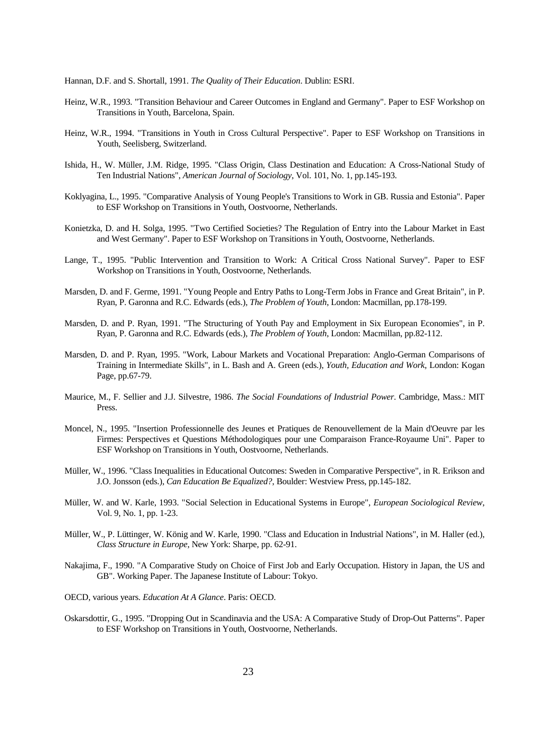Hannan, D.F. and S. Shortall, 1991. *The Quality of Their Education*. Dublin: ESRI.

Heinz, W.R., 1993. "Transition Behaviour and Career Outcomes in England and Germany". Paper to ESF Workshop on Transitions in Youth, Barcelona, Spain.

Heinz, W.R., 1994. "Transitions in Youth in Cross Cultural Perspective". Paper to ESF Workshop on Transitions in Youth, Seelisberg, Switzerland.

Ishida, H., W. Müller, J.M. Ridge, 1995. "Class Origin, Class Destination and Education: A Cross-National Study of Ten Industrial Nations", *American Journal of Sociology*, Vol. 101, No. 1, pp.145-193.

Koklyagina, L., 1995. "Comparative Analysis of Young People's Transitions to Work in GB. Russia and Estonia". Paper to ESF Workshop on Transitions in Youth, Oostvoorne, Netherlands.

Konietzka, D. and H. Solga, 1995. "Two Certified Societies? The Regulation of Entry into the Labour Market in East and West Germany". Paper to ESF Workshop on Transitions in Youth, Oostvoorne, Netherlands.

Lange, T., 1995. "Public Intervention and Transition to Work: A Critical Cross National Survey". Paper to ESF Workshop on Transitions in Youth, Oostvoorne, Netherlands.

Marsden, D. and F. Germe, 1991. "Young People and Entry Paths to Long-Term Jobs in France and Great Britain", in P. Ryan, P. Garonna and R.C. Edwards (eds.), *The Problem of Youth*, London: Macmillan, pp.178-199.

Marsden, D. and P. Ryan, 1991. "The Structuring of Youth Pay and Employment in Six European Economies", in P. Ryan, P. Garonna and R.C. Edwards (eds.), *The Problem of Youth*, London: Macmillan, pp.82-112.

Marsden, D. and P. Ryan, 1995. "Work, Labour Markets and Vocational Preparation: Anglo-German Comparisons of Training in Intermediate Skills", in L. Bash and A. Green (eds.), *Youth, Education and Work*, London: Kogan Page, pp.67-79.

Maurice, M., F. Sellier and J.J. Silvestre, 1986. *The Social Foundations of Industrial Power*. Cambridge, Mass.: MIT Press.

Moncel, N., 1995. "Insertion Professionnelle des Jeunes et Pratiques de Renouvellement de la Main d'Oeuvre par les Firmes: Perspectives et Questions Méthodologiques pour une Comparaison France-Royaume Uni". Paper to ESF Workshop on Transitions in Youth, Oostvoorne, Netherlands.

Müller, W., 1996. "Class Inequalities in Educational Outcomes: Sweden in Comparative Perspective", in R. Erikson and J.O. Jonsson (eds.), *Can Education Be Equalized?*, Boulder: Westview Press, pp.145-182.

Müller, W. and W. Karle, 1993. "Social Selection in Educational Systems in Europe", *European Sociological Review*, Vol. 9, No. 1, pp. 1-23.

Müller, W., P. Lüttinger, W. König and W. Karle, 1990. "Class and Education in Industrial Nations", in M. Haller (ed.), *Class Structure in Europe*, New York: Sharpe, pp. 62-91.

Nakajima, F., 1990. "A Comparative Study on Choice of First Job and Early Occupation. History in Japan, the US and GB". Working Paper. The Japanese Institute of Labour: Tokyo.

OECD, various years. *Education At A Glance*. Paris: OECD.

Oskarsdottir, G., 1995. "Dropping Out in Scandinavia and the USA: A Comparative Study of Drop-Out Patterns". Paper to ESF Workshop on Transitions in Youth, Oostvoorne, Netherlands.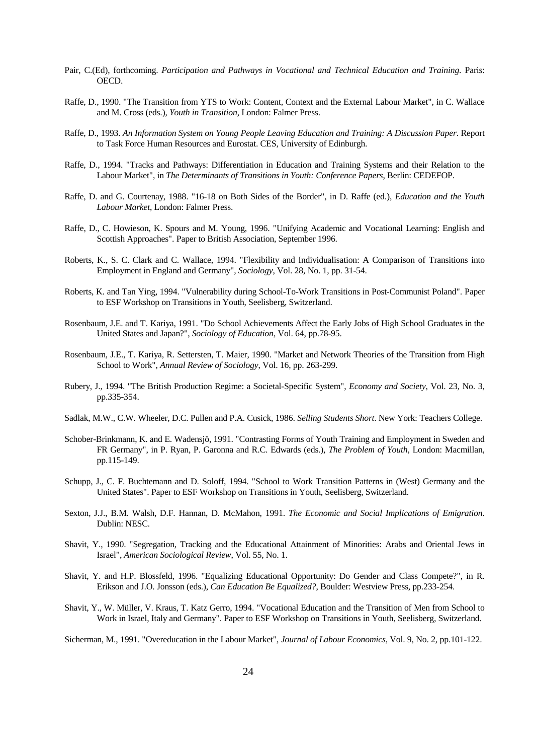Pair, C.(Ed), forthcoming. *Participation and Pathways in Vocational and Technical Education and Training.* Paris: OECD.

Raffe, D., 1990. "The Transition from YTS to Work: Content, Context and the External Labour Market", in C. Wallace and M. Cross (eds.), *Youth in Transition*, London: Falmer Press.

Raffe, D., 1993. *An Information System on Young People Leaving Education and Training: A Discussion Paper*. Report to Task Force Human Resources and Eurostat. CES, University of Edinburgh.

Raffe, D., 1994. "Tracks and Pathways: Differentiation in Education and Training Systems and their Relation to the Labour Market", in *The Determinants of Transitions in Youth: Conference Papers*, Berlin: CEDEFOP.

Raffe, D. and G. Courtenay, 1988. "16-18 on Both Sides of the Border", in D. Raffe (ed.), *Education and the Youth Labour Market*, London: Falmer Press.

Raffe, D., C. Howieson, K. Spours and M. Young, 1996. "Unifying Academic and Vocational Learning: English and Scottish Approaches". Paper to British Association, September 1996.

Roberts, K., S. C. Clark and C. Wallace, 1994. "Flexibility and Individualisation: A Comparison of Transitions into Employment in England and Germany", *Sociology*, Vol. 28, No. 1, pp. 31-54.

Roberts, K. and Tan Ying, 1994. "Vulnerability during School-To-Work Transitions in Post-Communist Poland". Paper to ESF Workshop on Transitions in Youth, Seelisberg, Switzerland.

Rosenbaum, J.E. and T. Kariya, 1991. "Do School Achievements Affect the Early Jobs of High School Graduates in the United States and Japan?", *Sociology of Education*, Vol. 64, pp.78-95.

Rosenbaum, J.E., T. Kariya, R. Settersten, T. Maier, 1990. "Market and Network Theories of the Transition from High School to Work", *Annual Review of Sociology*, Vol. 16, pp. 263-299.

Rubery, J., 1994. "The British Production Regime: a Societal-Specific System", *Economy and Society*, Vol. 23, No. 3, pp.335-354.

Sadlak, M.W., C.W. Wheeler, D.C. Pullen and P.A. Cusick, 1986. *Selling Students Short*. New York: Teachers College.

Schober-Brinkmann, K. and E. Wadensjö, 1991. "Contrasting Forms of Youth Training and Employment in Sweden and FR Germany", in P. Ryan, P. Garonna and R.C. Edwards (eds.), *The Problem of Youth*, London: Macmillan, pp.115-149.

Schupp, J., C. F. Buchtemann and D. Soloff, 1994. "School to Work Transition Patterns in (West) Germany and the United States". Paper to ESF Workshop on Transitions in Youth, Seelisberg, Switzerland.

Sexton, J.J., B.M. Walsh, D.F. Hannan, D. McMahon, 1991. *The Economic and Social Implications of Emigration*. Dublin: NESC.

Shavit, Y., 1990. "Segregation, Tracking and the Educational Attainment of Minorities: Arabs and Oriental Jews in Israel", *American Sociological Review*, Vol. 55, No. 1.

Shavit, Y. and H.P. Blossfeld, 1996. "Equalizing Educational Opportunity: Do Gender and Class Compete?", in R. Erikson and J.O. Jonsson (eds.), *Can Education Be Equalized?*, Boulder: Westview Press, pp.233-254.

Shavit, Y., W. Müller, V. Kraus, T. Katz Gerro, 1994. "Vocational Education and the Transition of Men from School to Work in Israel, Italy and Germany". Paper to ESF Workshop on Transitions in Youth, Seelisberg, Switzerland.

Sicherman, M., 1991. "Overeducation in the Labour Market", *Journal of Labour Economics*, Vol. 9, No. 2, pp.101-122.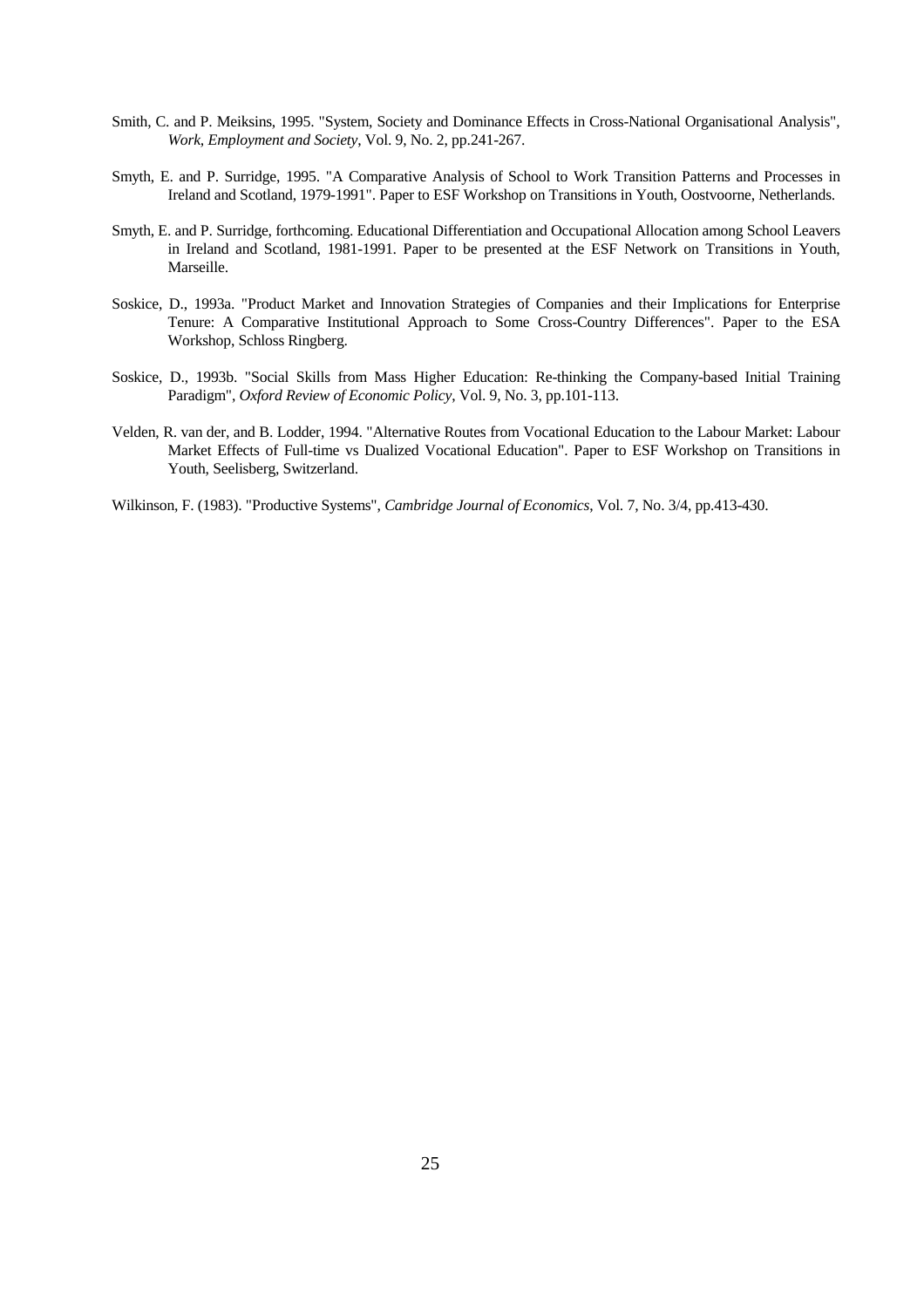Smith, C. and P. Meiksins, 1995. "System, Society and Dominance Effects in Cross-National Organisational Analysis", *Work, Employment and Society*, Vol. 9, No. 2, pp.241-267.

Smyth, E. and P. Surridge, 1995. "A Comparative Analysis of School to Work Transition Patterns and Processes in Ireland and Scotland, 1979-1991". Paper to ESF Workshop on Transitions in Youth, Oostvoorne, Netherlands.

Smyth, E. and P. Surridge, forthcoming. Educational Differentiation and Occupational Allocation among School Leavers in Ireland and Scotland, 1981-1991. Paper to be presented at the ESF Network on Transitions in Youth, Marseille.

Soskice, D., 1993a. "Product Market and Innovation Strategies of Companies and their Implications for Enterprise Tenure: A Comparative Institutional Approach to Some Cross-Country Differences". Paper to the ESA Workshop, Schloss Ringberg.

Soskice, D., 1993b. "Social Skills from Mass Higher Education: Re-thinking the Company-based Initial Training Paradigm", *Oxford Review of Economic Policy*, Vol. 9, No. 3, pp.101-113.

Velden, R. van der, and B. Lodder, 1994. "Alternative Routes from Vocational Education to the Labour Market: Labour Market Effects of Full-time vs Dualized Vocational Education". Paper to ESF Workshop on Transitions in Youth, Seelisberg, Switzerland.

Wilkinson, F. (1983). "Productive Systems", *Cambridge Journal of Economics*, Vol. 7, No. 3/4, pp.413-430.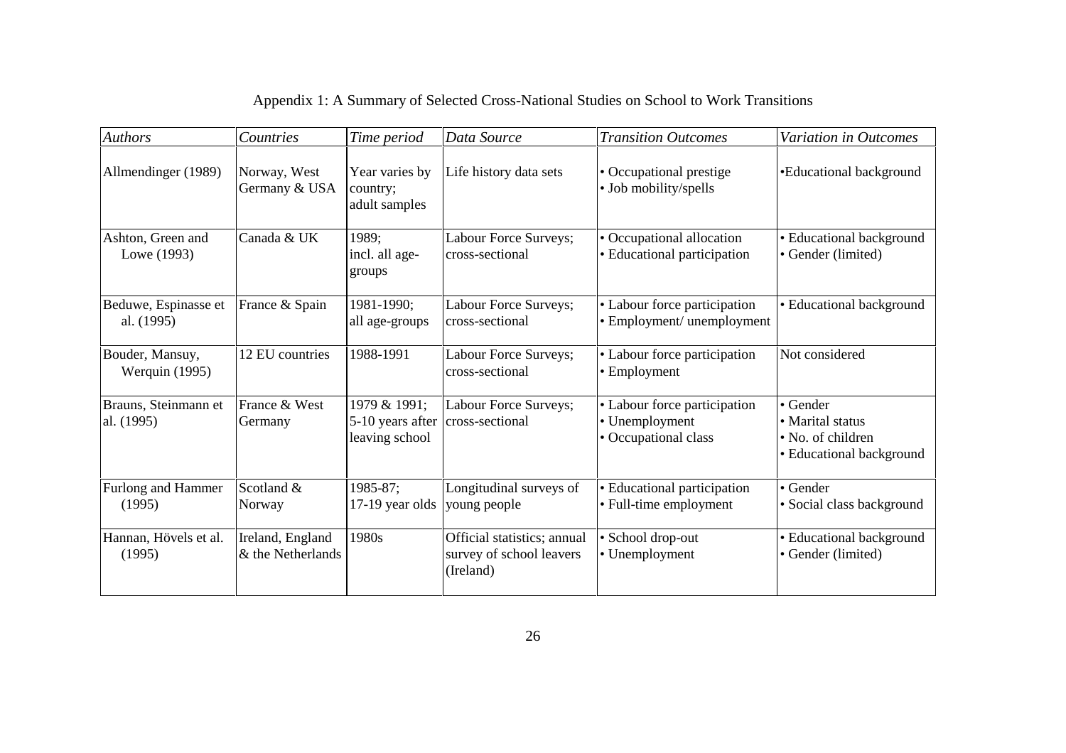Appendix 1: A Summary of Selected Cross-National Studies on School to Work Transitions

| *Authors* | *Countries* | *Time period* | *Data Source* | *Transition Outcomes* | *Variation in Outcomes* |
|---|---|---|---|---|---|
| Allmendinger (1989) | Norway, West Germany & USA | Year varies by country; adult samples | Life history data sets | • Occupational prestige<br>• Job mobility/spells | •Educational background |
| Ashton, Green and Lowe (1993) | Canada & UK | 1989; incl. all age-groups | Labour Force Surveys; cross-sectional | • Occupational allocation<br>• Educational participation | • Educational background<br>• Gender (limited) |
| Beduwe, Espinasse et al. (1995) | France & Spain | 1981-1990; all age-groups | Labour Force Surveys; cross-sectional | • Labour force participation<br>• Employment/ unemployment | • Educational background |
| Bouder, Mansuy, Werquin (1995) | 12 EU countries | 1988-1991 | Labour Force Surveys; cross-sectional | • Labour force participation<br>• Employment | Not considered |
| Brauns, Steinmann et al. (1995) | France & West Germany | 1979 & 1991; 5-10 years after leaving school | Labour Force Surveys; cross-sectional | • Labour force participation<br>• Unemployment<br>• Occupational class | • Gender<br>• Marital status<br>• No. of children<br>• Educational background |
| Furlong and Hammer (1995) | Scotland & Norway | 1985-87; 17-19 year olds | Longitudinal surveys of young people | • Educational participation<br>• Full-time employment | • Gender<br>• Social class background |
| Hannan, Hövels et al. (1995) | Ireland, England & the Netherlands | 1980s | Official statistics; annual survey of school leavers (Ireland) | • School drop-out<br>• Unemployment | • Educational background<br>• Gender (limited) |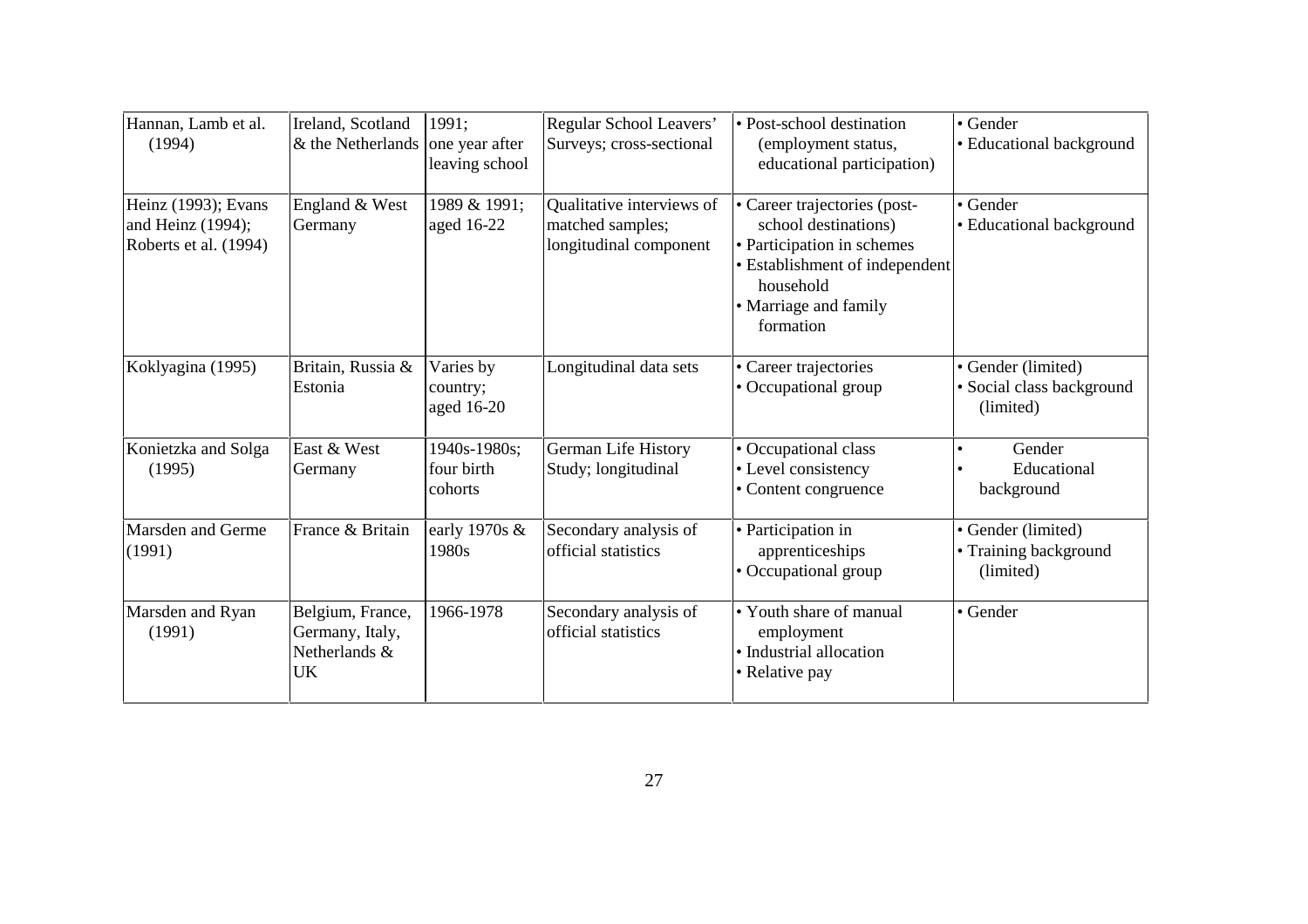| Hannan, Lamb et al. (1994) | Ireland, Scotland & the Netherlands | 1991; one year after leaving school | Regular School Leavers' Surveys; cross-sectional | • Post-school destination (employment status, educational participation) | • Gender<br>• Educational background |
|---|---|---|---|---|---|
| Heinz (1993); Evans and Heinz (1994); Roberts et al. (1994) | England & West Germany | 1989 & 1991; aged 16-22 | Qualitative interviews of matched samples; longitudinal component | • Career trajectories (post-school destinations)<br>• Participation in schemes<br>• Establishment of independent household<br>• Marriage and family formation | • Gender<br>• Educational background |
| Koklyagina (1995) | Britain, Russia & Estonia | Varies by country; aged 16-20 | Longitudinal data sets | • Career trajectories<br>• Occupational group | • Gender (limited)<br>• Social class background (limited) |
| Konietzka and Solga (1995) | East & West Germany | 1940s-1980s; four birth cohorts | German Life History Study; longitudinal | • Occupational class<br>• Level consistency<br>• Content congruence | • Gender<br>• Educational background |
| Marsden and Germe (1991) | France & Britain | early 1970s & 1980s | Secondary analysis of official statistics | • Participation in apprenticeships<br>• Occupational group | • Gender (limited)<br>• Training background (limited) |
| Marsden and Ryan (1991) | Belgium, France, Germany, Italy, Netherlands & UK | 1966-1978 | Secondary analysis of official statistics | • Youth share of manual employment<br>• Industrial allocation<br>• Relative pay | • Gender |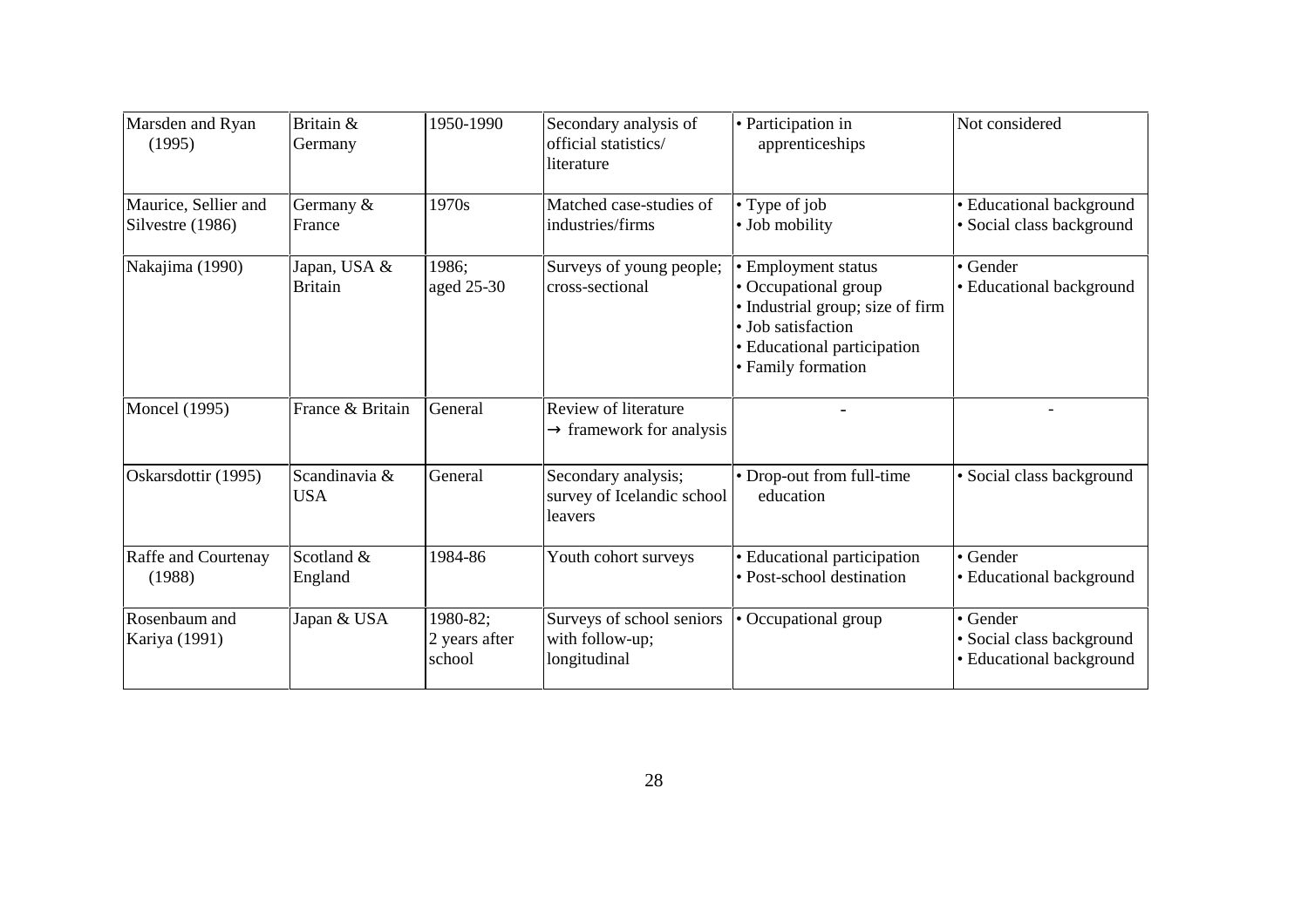| Marsden and Ryan (1995) | Britain & Germany | 1950-1990 | Secondary analysis of official statistics/ literature | • Participation in apprenticeships | Not considered |
|---|---|---|---|---|---|
| Maurice, Sellier and Silvestre (1986) | Germany & France | 1970s | Matched case-studies of industries/firms | • Type of job<br>• Job mobility | • Educational background<br>• Social class background |
| Nakajima (1990) | Japan, USA & Britain | 1986; aged 25-30 | Surveys of young people; cross-sectional | • Employment status<br>• Occupational group<br>• Industrial group; size of firm<br>• Job satisfaction<br>• Educational participation<br>• Family formation | • Gender<br>• Educational background |
| Moncel (1995) | France & Britain | General | Review of literature → framework for analysis | - | - |
| Oskarsdottir (1995) | Scandinavia & USA | General | Secondary analysis; survey of Icelandic school leavers | • Drop-out from full-time education | • Social class background |
| Raffe and Courtenay (1988) | Scotland & England | 1984-86 | Youth cohort surveys | • Educational participation<br>• Post-school destination | • Gender<br>• Educational background |
| Rosenbaum and Kariya (1991) | Japan & USA | 1980-82; 2 years after school | Surveys of school seniors with follow-up; longitudinal | • Occupational group | • Gender<br>• Social class background<br>• Educational background |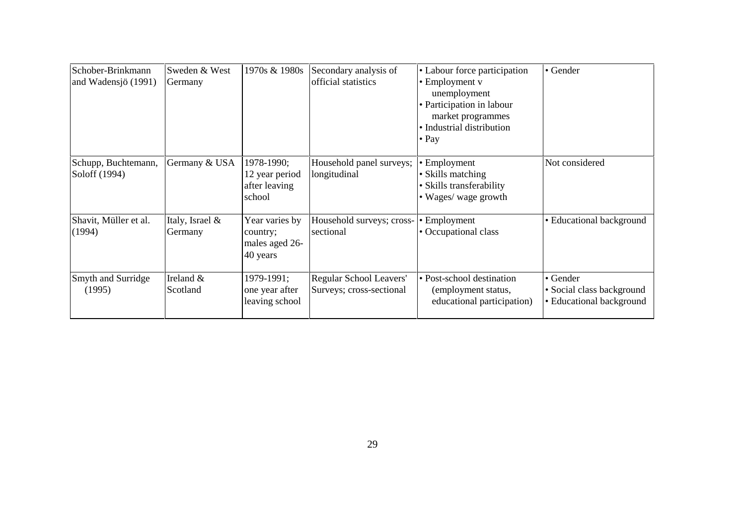| | | | | | |
|---|---|---|---|---|---|
| Schober-Brinkmann and Wadensjö (1991) | Sweden & West Germany | 1970s & 1980s | Secondary analysis of official statistics | • Labour force participation<br>• Employment v unemployment<br>• Participation in labour market programmes<br>• Industrial distribution<br>• Pay | • Gender |
| Schupp, Buchtemann, Soloff (1994) | Germany & USA | 1978-1990; 12 year period after leaving school | Household panel surveys; longitudinal | • Employment<br>• Skills matching<br>• Skills transferability<br>• Wages/ wage growth | Not considered |
| Shavit, Müller et al. (1994) | Italy, Israel & Germany | Year varies by country; males aged 26-40 years | Household surveys; cross-sectional | • Employment<br>• Occupational class | • Educational background |
| Smyth and Surridge (1995) | Ireland & Scotland | 1979-1991; one year after leaving school | Regular School Leavers' Surveys; cross-sectional | • Post-school destination (employment status, educational participation) | • Gender<br>• Social class background<br>• Educational background |